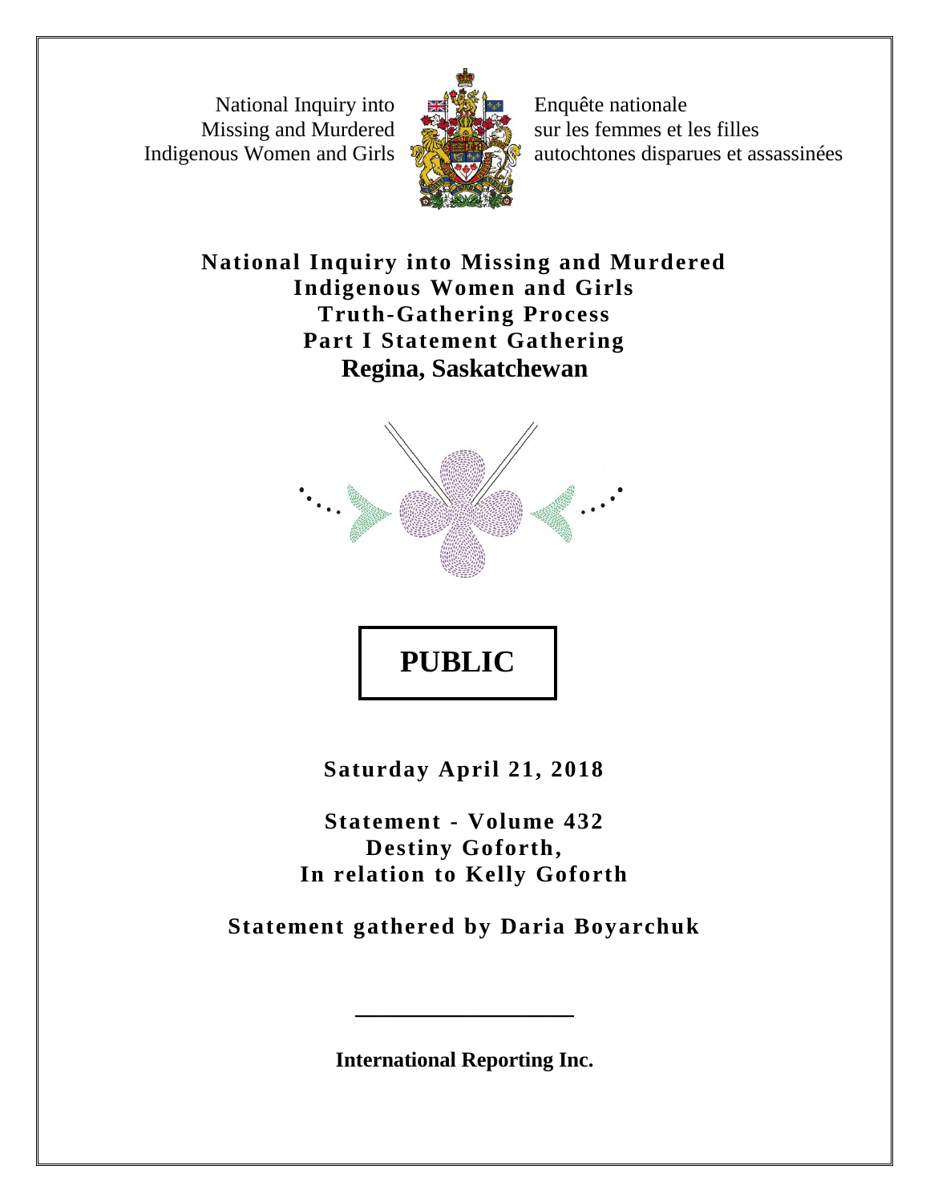National Inquiry into Missing and Murdered Indigenous Women and Girls

Enquête nationale sur les femmes et les filles autochtones disparues et assassinées

# National Inquiry into Missing and Murdered Indigenous Women and Girls
# Truth-Gathering Process
# Part I Statement Gathering
# Regina, Saskatchewan

**PUBLIC**

**Saturday April 21, 2018**

**Statement - Volume 432**
**Destiny Goforth,**
**In relation to Kelly Goforth**

**Statement gathered by Daria Boyarchuk**

**International Reporting Inc.**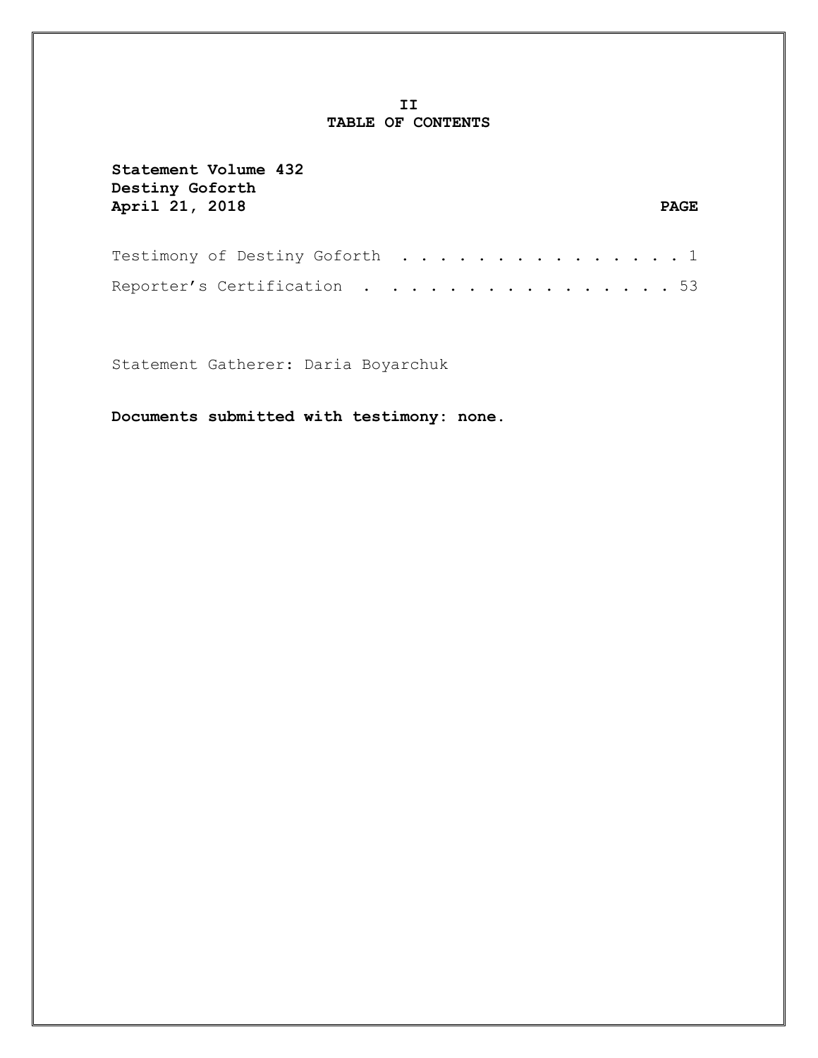## II
## TABLE OF CONTENTS

**Statement Volume 432**
**Destiny Goforth**
**April 21, 2018**

| | PAGE |
|---|---|
| Testimony of Destiny Goforth . . . . . . . . . . . . . . . . | 1 |
| Reporter's Certification . . . . . . . . . . . . . . . . | 53 |

Statement Gatherer: Daria Boyarchuk

**Documents submitted with testimony: none.**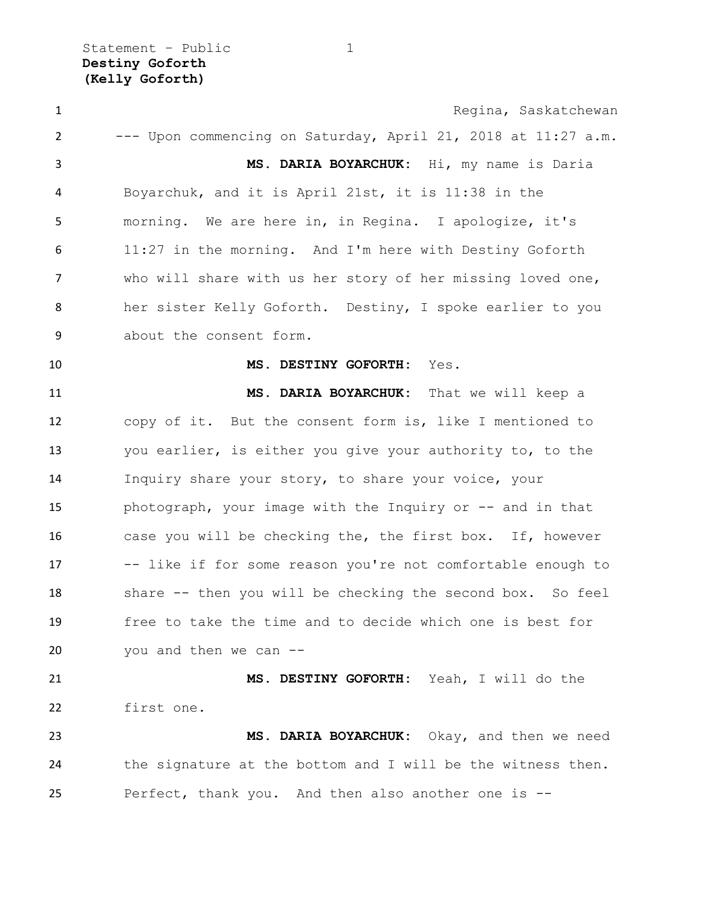Regina, Saskatchewan

--- Upon commencing on Saturday, April 21, 2018 at 11:27 a.m.

**MS. DARIA BOYARCHUK:** Hi, my name is Daria Boyarchuk, and it is April 21st, it is 11:38 in the morning. We are here in, in Regina. I apologize, it's 11:27 in the morning. And I'm here with Destiny Goforth who will share with us her story of her missing loved one, her sister Kelly Goforth. Destiny, I spoke earlier to you about the consent form.

**MS. DESTINY GOFORTH:** Yes.

**MS. DARIA BOYARCHUK:** That we will keep a copy of it. But the consent form is, like I mentioned to you earlier, is either you give your authority to, to the Inquiry share your story, to share your voice, your photograph, your image with the Inquiry or -- and in that case you will be checking the, the first box. If, however -- like if for some reason you're not comfortable enough to share -- then you will be checking the second box. So feel free to take the time and to decide which one is best for you and then we can --

**MS. DESTINY GOFORTH:** Yeah, I will do the first one.

**MS. DARIA BOYARCHUK:** Okay, and then we need the signature at the bottom and I will be the witness then. Perfect, thank you. And then also another one is --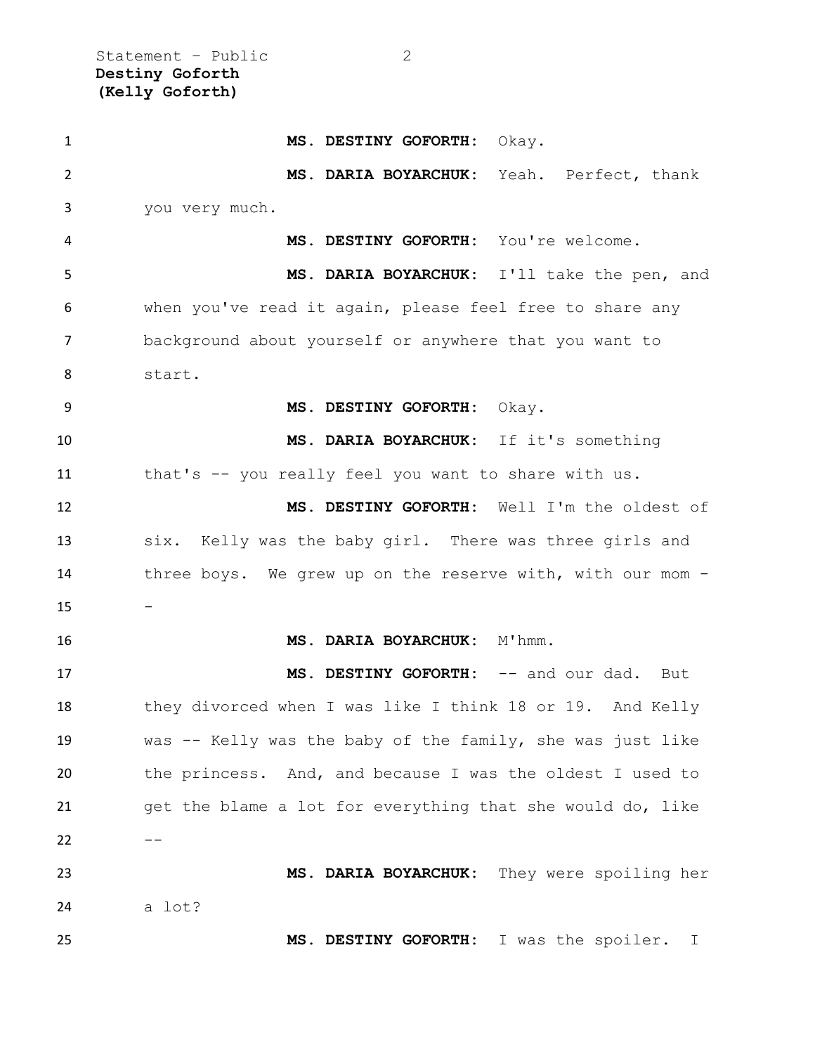**MS. DESTINY GOFORTH:** Okay.

**MS. DARIA BOYARCHUK:** Yeah. Perfect, thank you very much.

**MS. DESTINY GOFORTH:** You're welcome.

**MS. DARIA BOYARCHUK:** I'll take the pen, and when you've read it again, please feel free to share any background about yourself or anywhere that you want to start.

**MS. DESTINY GOFORTH:** Okay.

**MS. DARIA BOYARCHUK:** If it's something that's -- you really feel you want to share with us.

**MS. DESTINY GOFORTH:** Well I'm the oldest of six. Kelly was the baby girl. There was three girls and three boys. We grew up on the reserve with, with our mom --

**MS. DARIA BOYARCHUK:** M'hmm.

**MS. DESTINY GOFORTH:** -- and our dad. But they divorced when I was like I think 18 or 19. And Kelly was -- Kelly was the baby of the family, she was just like the princess. And, and because I was the oldest I used to get the blame a lot for everything that she would do, like --

**MS. DARIA BOYARCHUK:** They were spoiling her a lot?

**MS. DESTINY GOFORTH:** I was the spoiler. I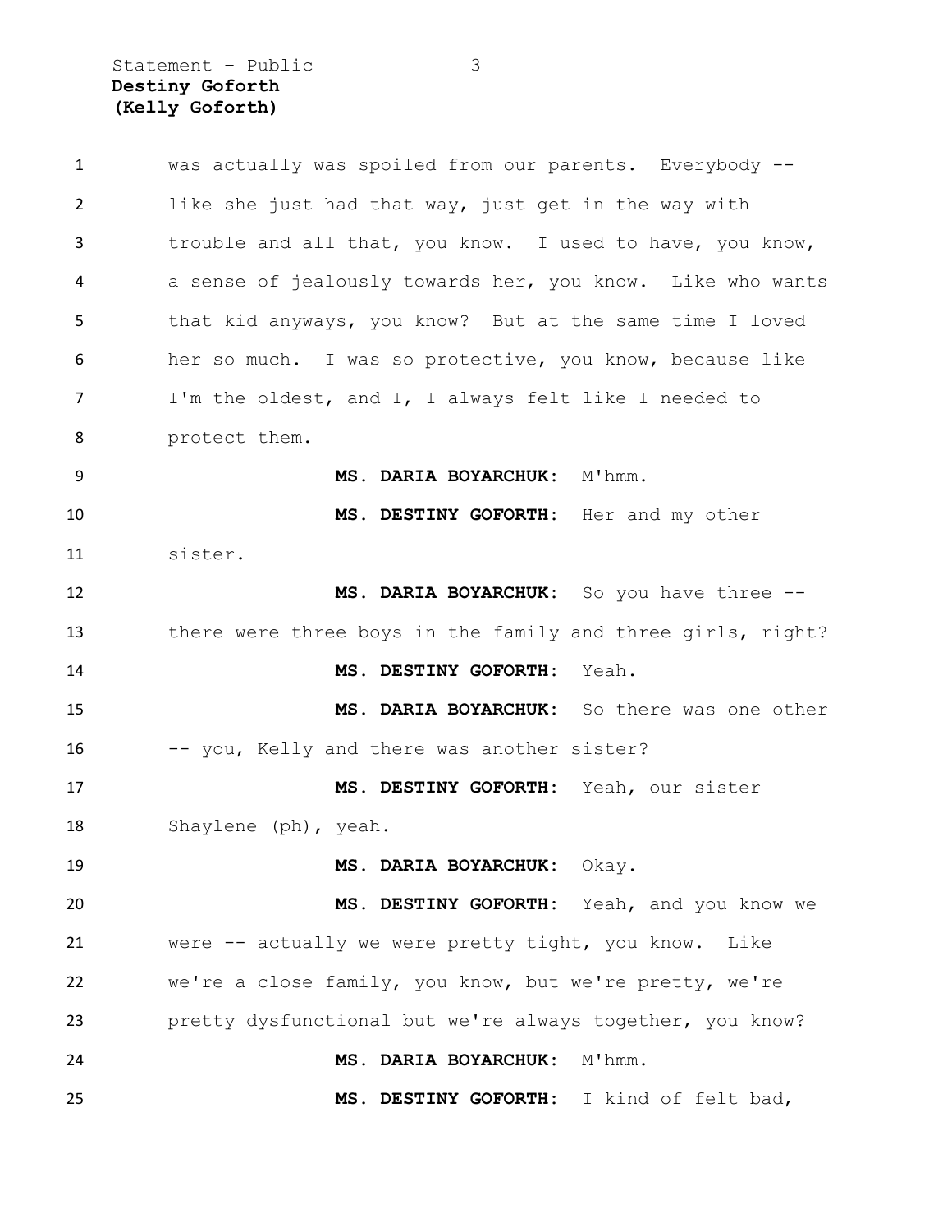was actually was spoiled from our parents. Everybody -- like she just had that way, just get in the way with trouble and all that, you know. I used to have, you know, a sense of jealously towards her, you know. Like who wants that kid anyways, you know? But at the same time I loved her so much. I was so protective, you know, because like I'm the oldest, and I, I always felt like I needed to protect them.

**MS. DARIA BOYARCHUK:** M'hmm.

**MS. DESTINY GOFORTH:** Her and my other sister.

**MS. DARIA BOYARCHUK:** So you have three -- there were three boys in the family and three girls, right?

**MS. DESTINY GOFORTH:** Yeah.

**MS. DARIA BOYARCHUK:** So there was one other -- you, Kelly and there was another sister?

**MS. DESTINY GOFORTH:** Yeah, our sister Shaylene (ph), yeah.

**MS. DARIA BOYARCHUK:** Okay.

**MS. DESTINY GOFORTH:** Yeah, and you know we were -- actually we were pretty tight, you know. Like we're a close family, you know, but we're pretty, we're pretty dysfunctional but we're always together, you know?

**MS. DARIA BOYARCHUK:** M'hmm.

**MS. DESTINY GOFORTH:** I kind of felt bad,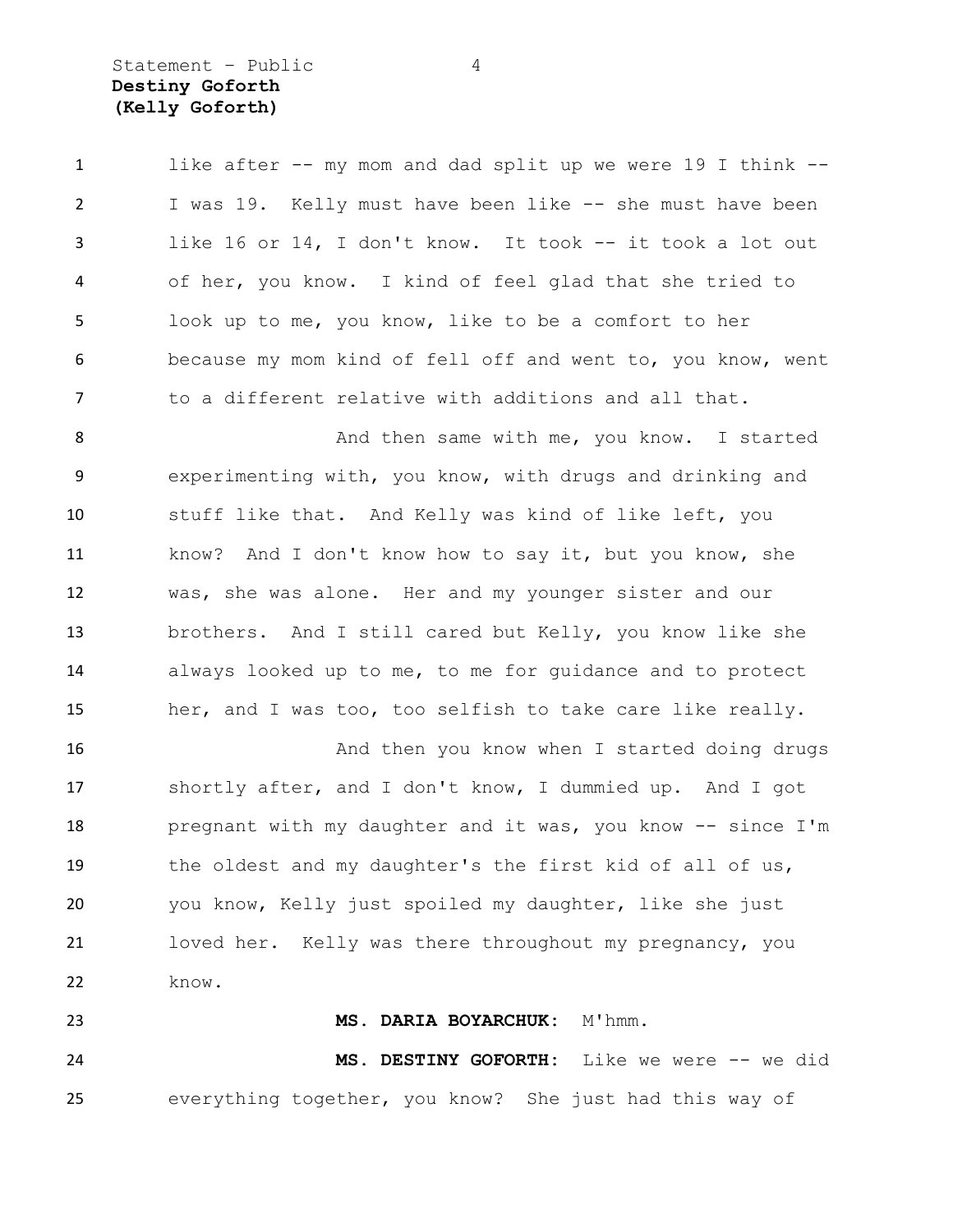like after -- my mom and dad split up we were 19 I think -- I was 19. Kelly must have been like -- she must have been like 16 or 14, I don't know. It took -- it took a lot out of her, you know. I kind of feel glad that she tried to look up to me, you know, like to be a comfort to her because my mom kind of fell off and went to, you know, went to a different relative with additions and all that.

And then same with me, you know. I started experimenting with, you know, with drugs and drinking and stuff like that. And Kelly was kind of like left, you know? And I don't know how to say it, but you know, she was, she was alone. Her and my younger sister and our brothers. And I still cared but Kelly, you know like she always looked up to me, to me for guidance and to protect her, and I was too, too selfish to take care like really.

And then you know when I started doing drugs shortly after, and I don't know, I dummied up. And I got pregnant with my daughter and it was, you know -- since I'm the oldest and my daughter's the first kid of all of us, you know, Kelly just spoiled my daughter, like she just loved her. Kelly was there throughout my pregnancy, you know.

**MS. DARIA BOYARCHUK:** M'hmm.

**MS. DESTINY GOFORTH:** Like we were -- we did everything together, you know? She just had this way of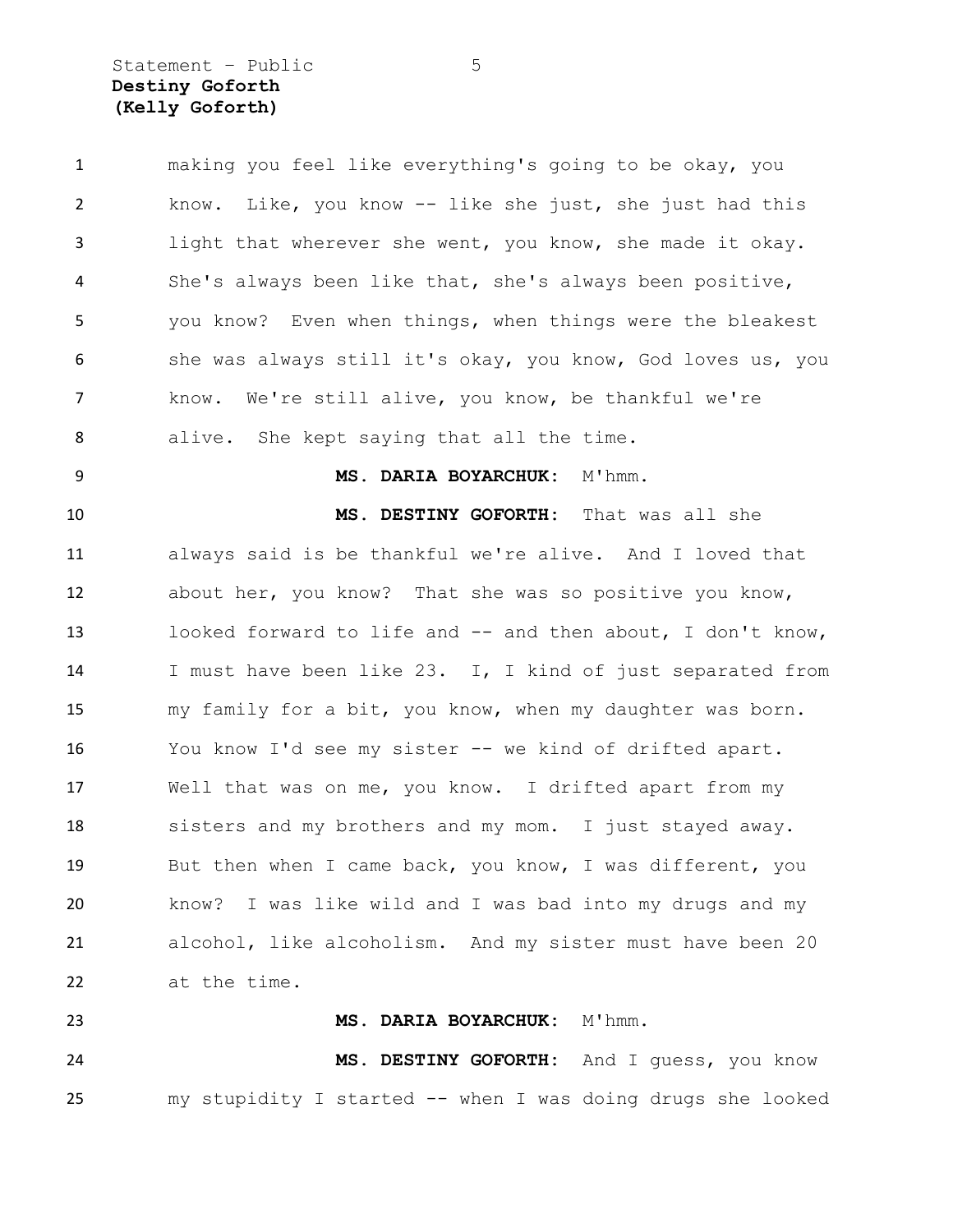making you feel like everything's going to be okay, you know. Like, you know -- like she just, she just had this light that wherever she went, you know, she made it okay. She's always been like that, she's always been positive, you know? Even when things, when things were the bleakest she was always still it's okay, you know, God loves us, you know. We're still alive, you know, be thankful we're alive. She kept saying that all the time.

**MS. DARIA BOYARCHUK:** M'hmm.

**MS. DESTINY GOFORTH:** That was all she always said is be thankful we're alive. And I loved that about her, you know? That she was so positive you know, looked forward to life and -- and then about, I don't know, I must have been like 23. I, I kind of just separated from my family for a bit, you know, when my daughter was born. You know I'd see my sister -- we kind of drifted apart. Well that was on me, you know. I drifted apart from my sisters and my brothers and my mom. I just stayed away. But then when I came back, you know, I was different, you know? I was like wild and I was bad into my drugs and my alcohol, like alcoholism. And my sister must have been 20 at the time.

**MS. DARIA BOYARCHUK:** M'hmm.

**MS. DESTINY GOFORTH:** And I guess, you know my stupidity I started -- when I was doing drugs she looked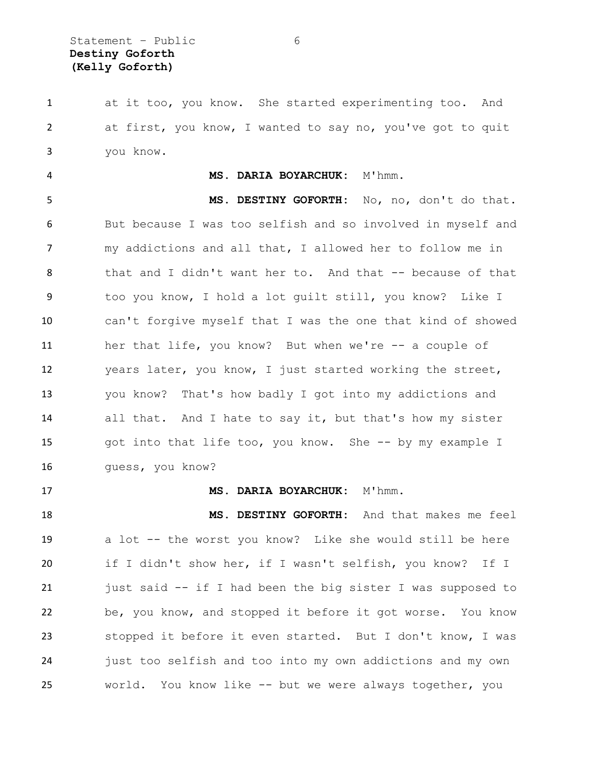at it too, you know. She started experimenting too. And at first, you know, I wanted to say no, you've got to quit you know.

**MS. DARIA BOYARCHUK:** M'hmm.

**MS. DESTINY GOFORTH:** No, no, don't do that. But because I was too selfish and so involved in myself and my addictions and all that, I allowed her to follow me in that and I didn't want her to. And that -- because of that too you know, I hold a lot guilt still, you know? Like I can't forgive myself that I was the one that kind of showed her that life, you know? But when we're -- a couple of years later, you know, I just started working the street, you know? That's how badly I got into my addictions and all that. And I hate to say it, but that's how my sister got into that life too, you know. She -- by my example I guess, you know?

**MS. DARIA BOYARCHUK:** M'hmm.

**MS. DESTINY GOFORTH:** And that makes me feel a lot -- the worst you know? Like she would still be here if I didn't show her, if I wasn't selfish, you know? If I just said -- if I had been the big sister I was supposed to be, you know, and stopped it before it got worse. You know stopped it before it even started. But I don't know, I was just too selfish and too into my own addictions and my own world. You know like -- but we were always together, you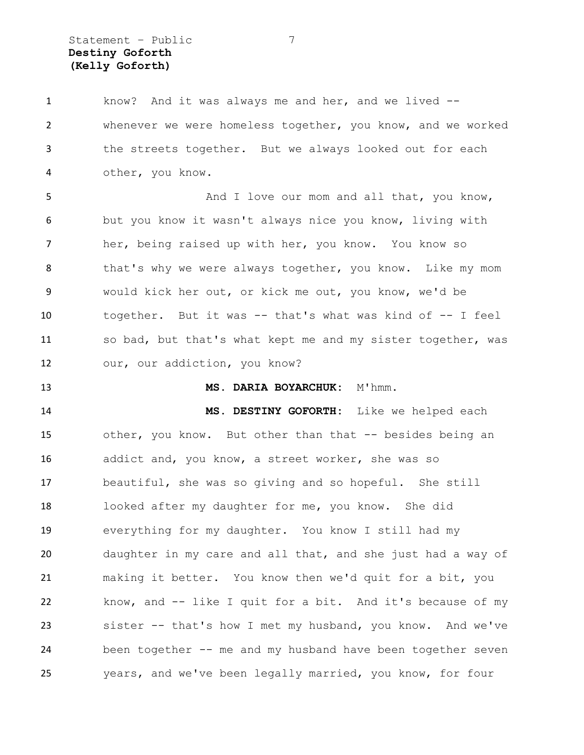know? And it was always me and her, and we lived -- whenever we were homeless together, you know, and we worked the streets together. But we always looked out for each other, you know.

And I love our mom and all that, you know, but you know it wasn't always nice you know, living with her, being raised up with her, you know. You know so that's why we were always together, you know. Like my mom would kick her out, or kick me out, you know, we'd be together. But it was -- that's what was kind of -- I feel so bad, but that's what kept me and my sister together, was our, our addiction, you know?

**MS. DARIA BOYARCHUK:** M'hmm.

**MS. DESTINY GOFORTH:** Like we helped each other, you know. But other than that -- besides being an addict and, you know, a street worker, she was so beautiful, she was so giving and so hopeful. She still looked after my daughter for me, you know. She did everything for my daughter. You know I still had my daughter in my care and all that, and she just had a way of making it better. You know then we'd quit for a bit, you know, and -- like I quit for a bit. And it's because of my sister -- that's how I met my husband, you know. And we've been together -- me and my husband have been together seven years, and we've been legally married, you know, for four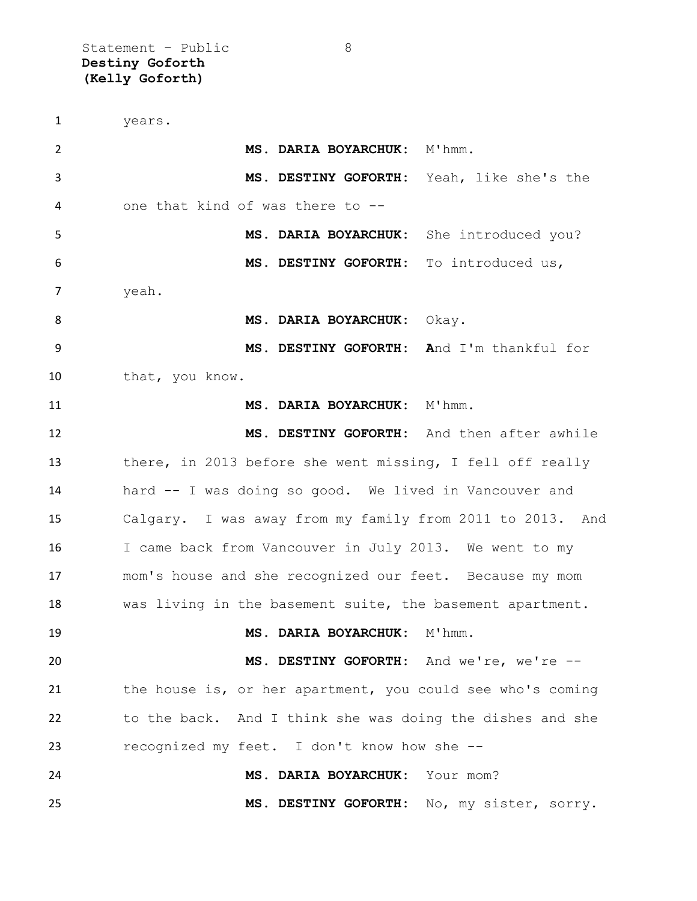years.

**MS. DARIA BOYARCHUK:** M'hmm.

**MS. DESTINY GOFORTH:** Yeah, like she's the one that kind of was there to --

**MS. DARIA BOYARCHUK:** She introduced you?

**MS. DESTINY GOFORTH:** To introduced us, yeah.

**MS. DARIA BOYARCHUK:** Okay.

**MS. DESTINY GOFORTH:** And I'm thankful for that, you know.

**MS. DARIA BOYARCHUK:** M'hmm.

**MS. DESTINY GOFORTH:** And then after awhile there, in 2013 before she went missing, I fell off really hard -- I was doing so good. We lived in Vancouver and Calgary. I was away from my family from 2011 to 2013. And I came back from Vancouver in July 2013. We went to my mom's house and she recognized our feet. Because my mom was living in the basement suite, the basement apartment.

**MS. DARIA BOYARCHUK:** M'hmm.

**MS. DESTINY GOFORTH:** And we're, we're -- the house is, or her apartment, you could see who's coming to the back. And I think she was doing the dishes and she recognized my feet. I don't know how she --

**MS. DARIA BOYARCHUK:** Your mom?

**MS. DESTINY GOFORTH:** No, my sister, sorry.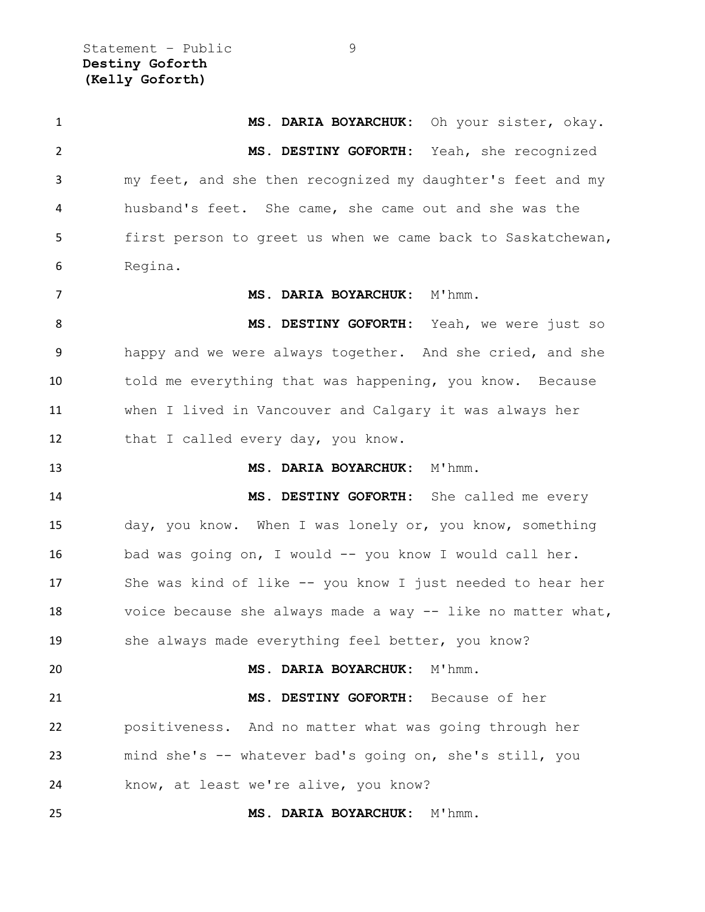**MS. DARIA BOYARCHUK:** Oh your sister, okay.

**MS. DESTINY GOFORTH:** Yeah, she recognized my feet, and she then recognized my daughter's feet and my husband's feet. She came, she came out and she was the first person to greet us when we came back to Saskatchewan, Regina.

**MS. DARIA BOYARCHUK:** M'hmm.

**MS. DESTINY GOFORTH:** Yeah, we were just so happy and we were always together. And she cried, and she told me everything that was happening, you know. Because when I lived in Vancouver and Calgary it was always her that I called every day, you know.

**MS. DARIA BOYARCHUK:** M'hmm.

**MS. DESTINY GOFORTH:** She called me every day, you know. When I was lonely or, you know, something bad was going on, I would -- you know I would call her. She was kind of like -- you know I just needed to hear her voice because she always made a way -- like no matter what, she always made everything feel better, you know?

**MS. DARIA BOYARCHUK:** M'hmm.

**MS. DESTINY GOFORTH:** Because of her positiveness. And no matter what was going through her mind she's -- whatever bad's going on, she's still, you know, at least we're alive, you know?

**MS. DARIA BOYARCHUK:** M'hmm.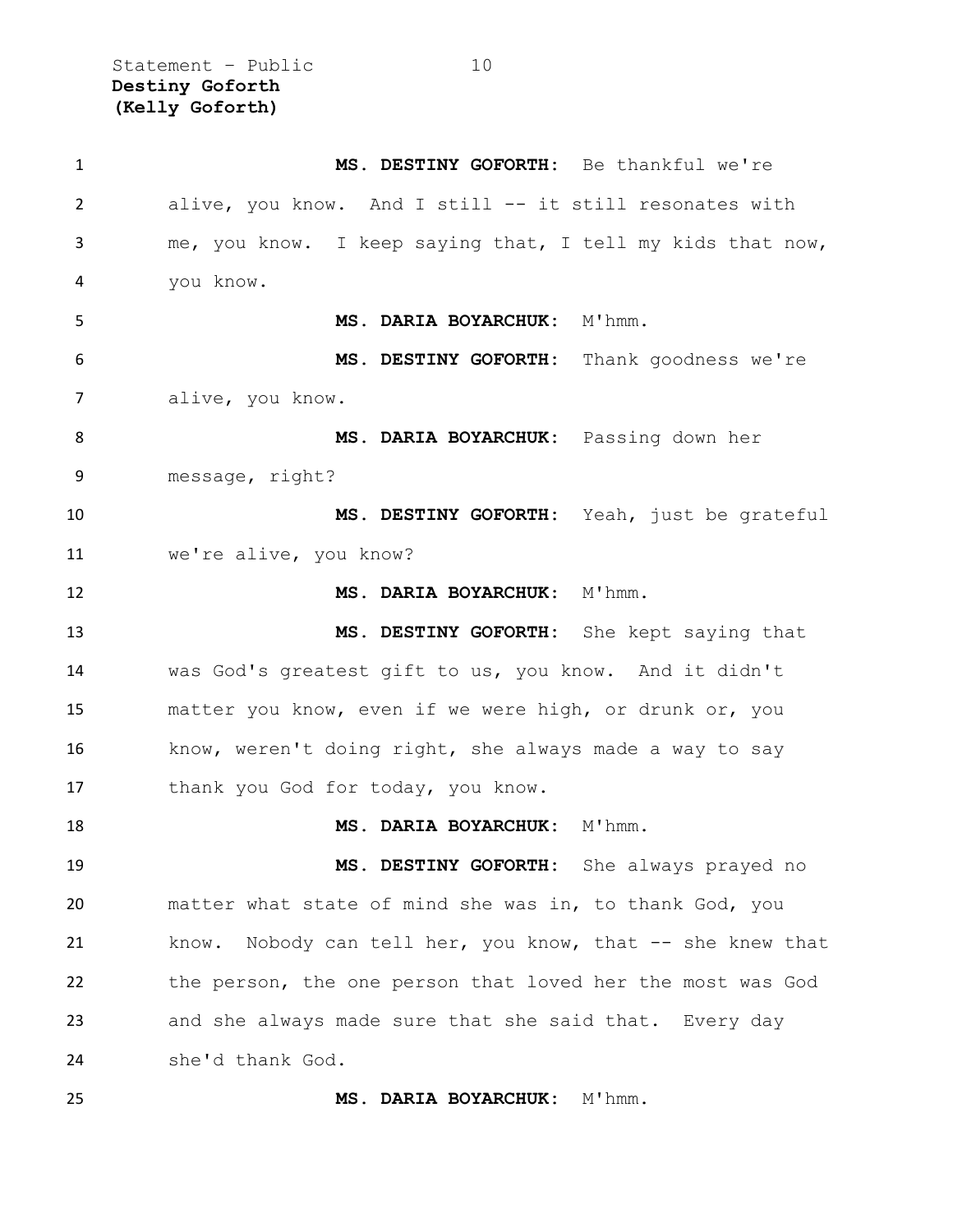**MS. DESTINY GOFORTH:** Be thankful we're alive, you know. And I still -- it still resonates with me, you know. I keep saying that, I tell my kids that now, you know.

**MS. DARIA BOYARCHUK:** M'hmm.

**MS. DESTINY GOFORTH:** Thank goodness we're alive, you know.

**MS. DARIA BOYARCHUK:** Passing down her message, right?

**MS. DESTINY GOFORTH:** Yeah, just be grateful we're alive, you know?

**MS. DARIA BOYARCHUK:** M'hmm.

**MS. DESTINY GOFORTH:** She kept saying that was God's greatest gift to us, you know. And it didn't matter you know, even if we were high, or drunk or, you know, weren't doing right, she always made a way to say thank you God for today, you know.

**MS. DARIA BOYARCHUK:** M'hmm.

**MS. DESTINY GOFORTH:** She always prayed no matter what state of mind she was in, to thank God, you know. Nobody can tell her, you know, that -- she knew that the person, the one person that loved her the most was God and she always made sure that she said that. Every day she'd thank God.

**MS. DARIA BOYARCHUK:** M'hmm.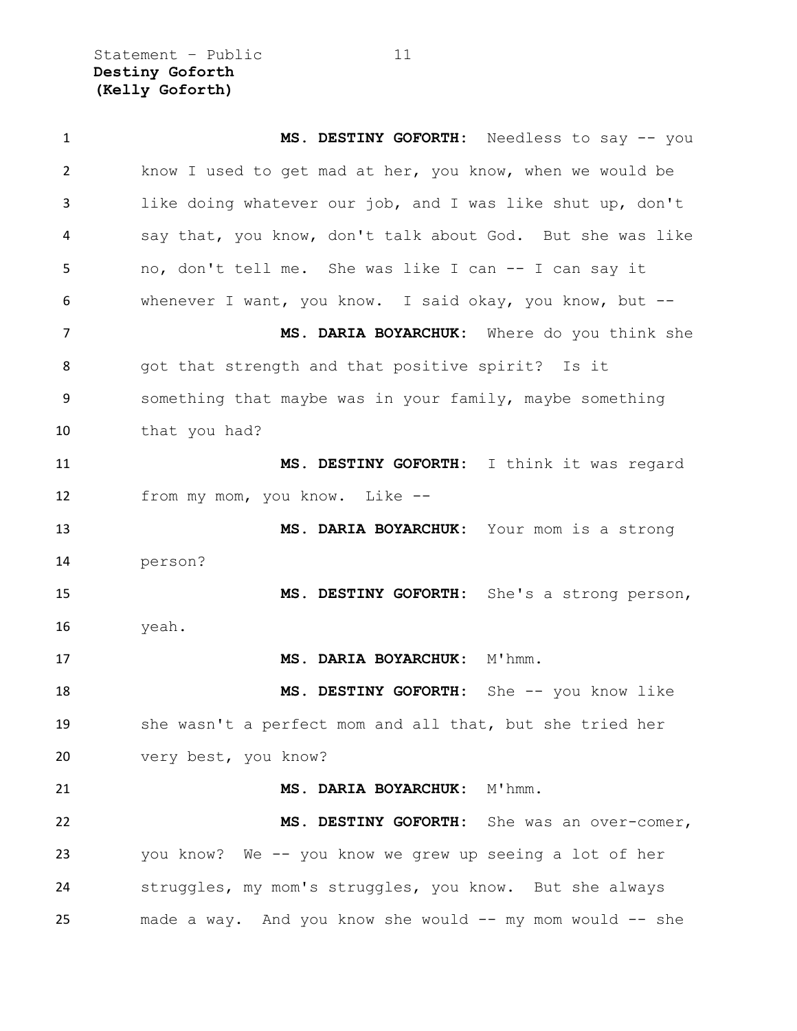**MS. DESTINY GOFORTH:** Needless to say -- you know I used to get mad at her, you know, when we would be like doing whatever our job, and I was like shut up, don't say that, you know, don't talk about God. But she was like no, don't tell me. She was like I can -- I can say it whenever I want, you know. I said okay, you know, but --

**MS. DARIA BOYARCHUK:** Where do you think she got that strength and that positive spirit? Is it something that maybe was in your family, maybe something that you had?

**MS. DESTINY GOFORTH:** I think it was regard from my mom, you know. Like --

**MS. DARIA BOYARCHUK:** Your mom is a strong person?

**MS. DESTINY GOFORTH:** She's a strong person, yeah.

**MS. DARIA BOYARCHUK:** M'hmm.

**MS. DESTINY GOFORTH:** She -- you know like she wasn't a perfect mom and all that, but she tried her very best, you know?

**MS. DARIA BOYARCHUK:** M'hmm.

**MS. DESTINY GOFORTH:** She was an over-comer, you know? We -- you know we grew up seeing a lot of her struggles, my mom's struggles, you know. But she always made a way. And you know she would -- my mom would -- she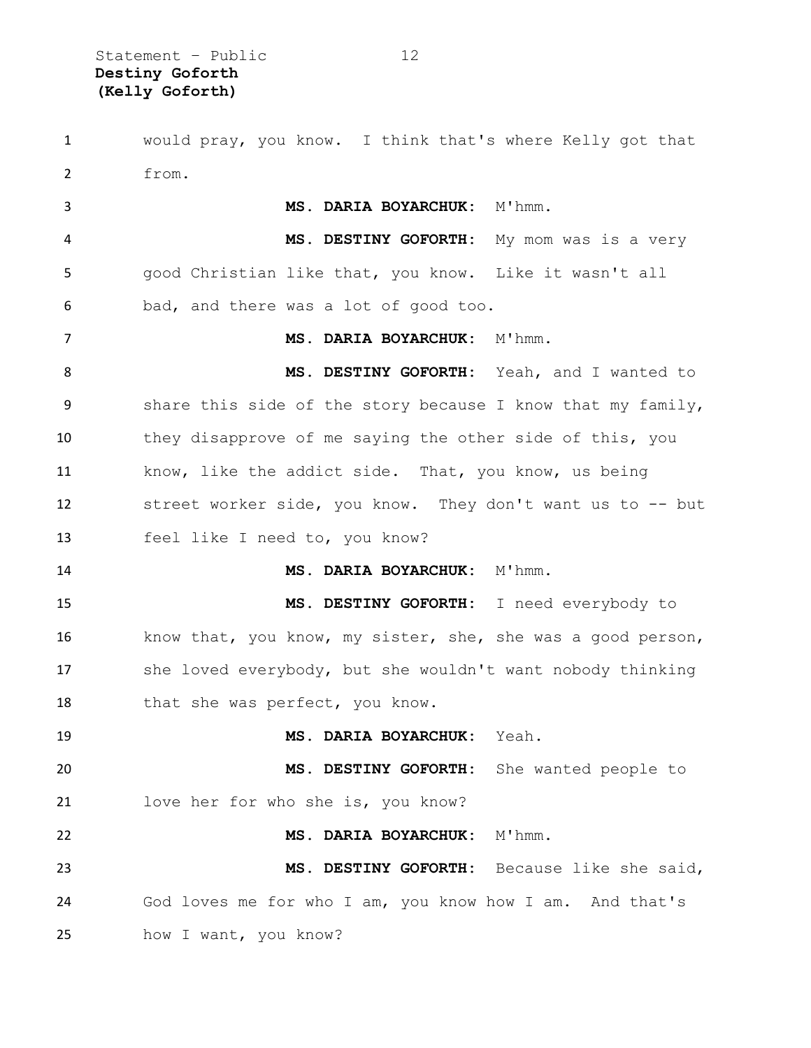would pray, you know. I think that's where Kelly got that from.

**MS. DARIA BOYARCHUK:** M'hmm.

**MS. DESTINY GOFORTH:** My mom was is a very good Christian like that, you know. Like it wasn't all bad, and there was a lot of good too.

**MS. DARIA BOYARCHUK:** M'hmm.

**MS. DESTINY GOFORTH:** Yeah, and I wanted to share this side of the story because I know that my family, they disapprove of me saying the other side of this, you know, like the addict side. That, you know, us being street worker side, you know. They don't want us to -- but feel like I need to, you know?

**MS. DARIA BOYARCHUK:** M'hmm.

**MS. DESTINY GOFORTH:** I need everybody to know that, you know, my sister, she, she was a good person, she loved everybody, but she wouldn't want nobody thinking that she was perfect, you know.

**MS. DARIA BOYARCHUK:** Yeah.

**MS. DESTINY GOFORTH:** She wanted people to love her for who she is, you know?

**MS. DARIA BOYARCHUK:** M'hmm.

**MS. DESTINY GOFORTH:** Because like she said, God loves me for who I am, you know how I am. And that's how I want, you know?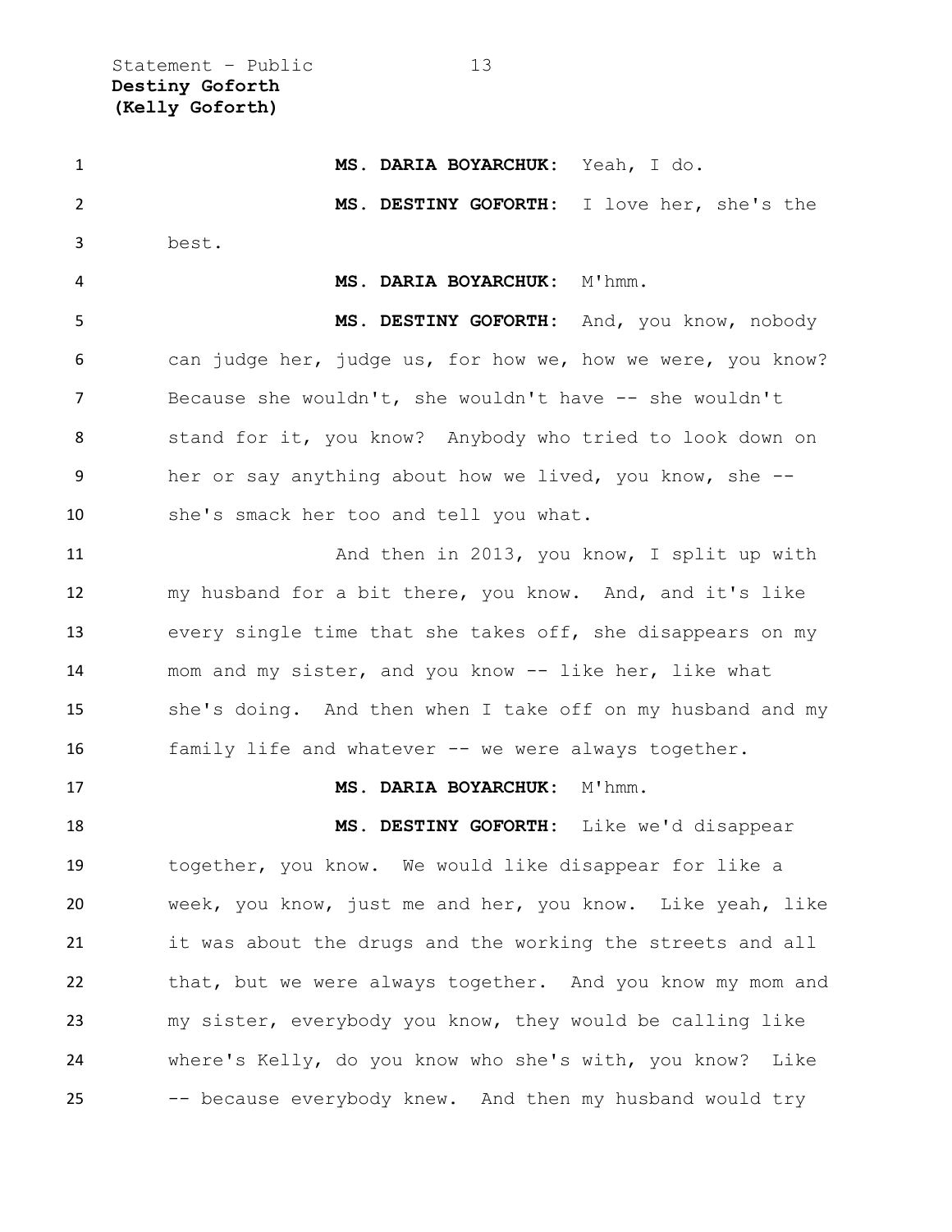**MS. DARIA BOYARCHUK:** Yeah, I do.

**MS. DESTINY GOFORTH:** I love her, she's the best.

**MS. DARIA BOYARCHUK:** M'hmm.

**MS. DESTINY GOFORTH:** And, you know, nobody can judge her, judge us, for how we, how we were, you know? Because she wouldn't, she wouldn't have -- she wouldn't stand for it, you know? Anybody who tried to look down on her or say anything about how we lived, you know, she -- she's smack her too and tell you what.

And then in 2013, you know, I split up with my husband for a bit there, you know. And, and it's like every single time that she takes off, she disappears on my mom and my sister, and you know -- like her, like what she's doing. And then when I take off on my husband and my family life and whatever -- we were always together.

**MS. DARIA BOYARCHUK:** M'hmm.

**MS. DESTINY GOFORTH:** Like we'd disappear together, you know. We would like disappear for like a week, you know, just me and her, you know. Like yeah, like it was about the drugs and the working the streets and all that, but we were always together. And you know my mom and my sister, everybody you know, they would be calling like where's Kelly, do you know who she's with, you know? Like -- because everybody knew. And then my husband would try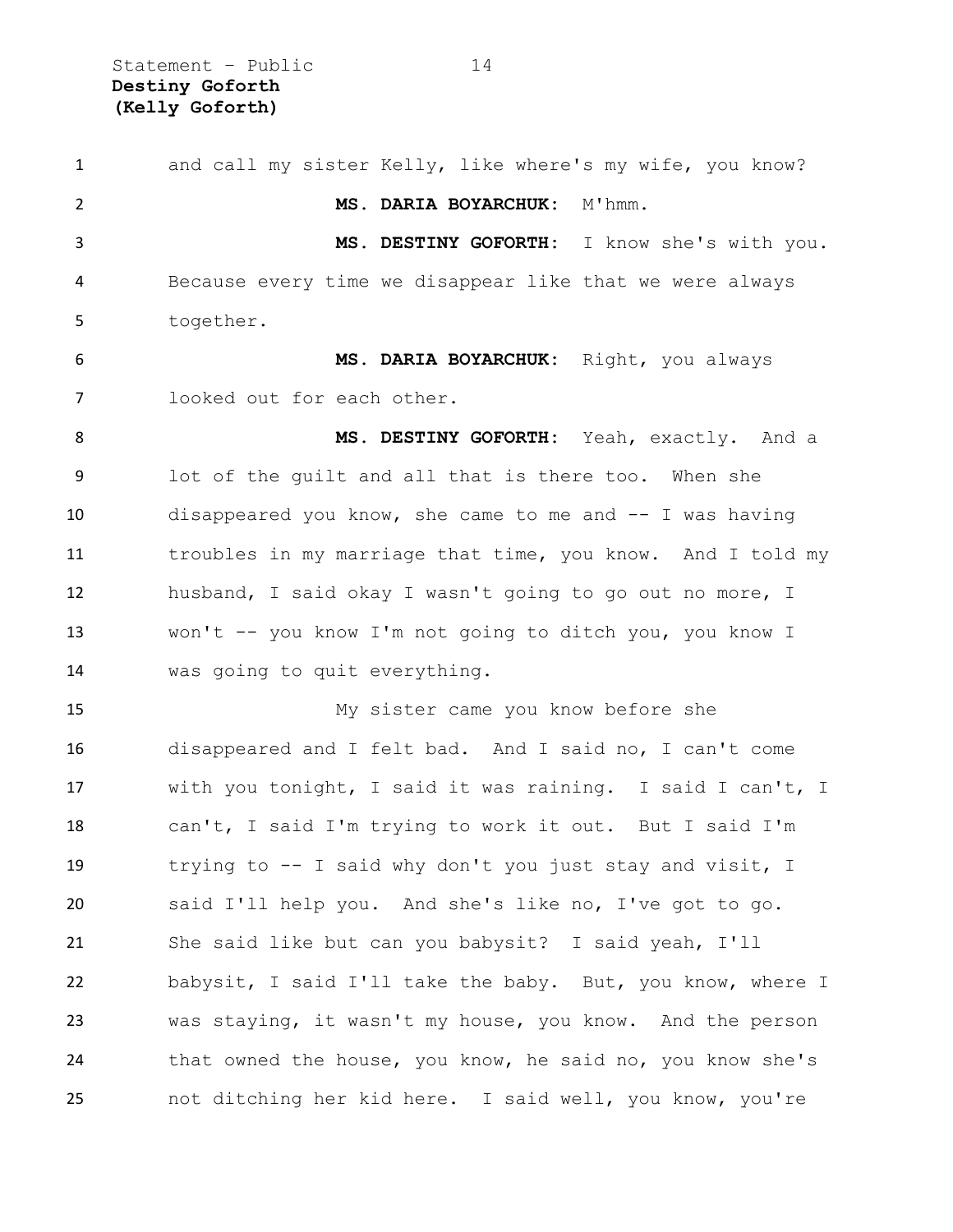and call my sister Kelly, like where's my wife, you know?

**MS. DARIA BOYARCHUK:** M'hmm.

**MS. DESTINY GOFORTH:** I know she's with you. Because every time we disappear like that we were always together.

**MS. DARIA BOYARCHUK:** Right, you always looked out for each other.

**MS. DESTINY GOFORTH:** Yeah, exactly. And a lot of the guilt and all that is there too. When she disappeared you know, she came to me and -- I was having troubles in my marriage that time, you know. And I told my husband, I said okay I wasn't going to go out no more, I won't -- you know I'm not going to ditch you, you know I was going to quit everything.

My sister came you know before she disappeared and I felt bad. And I said no, I can't come with you tonight, I said it was raining. I said I can't, I can't, I said I'm trying to work it out. But I said I'm trying to -- I said why don't you just stay and visit, I said I'll help you. And she's like no, I've got to go. She said like but can you babysit? I said yeah, I'll babysit, I said I'll take the baby. But, you know, where I was staying, it wasn't my house, you know. And the person that owned the house, you know, he said no, you know she's not ditching her kid here. I said well, you know, you're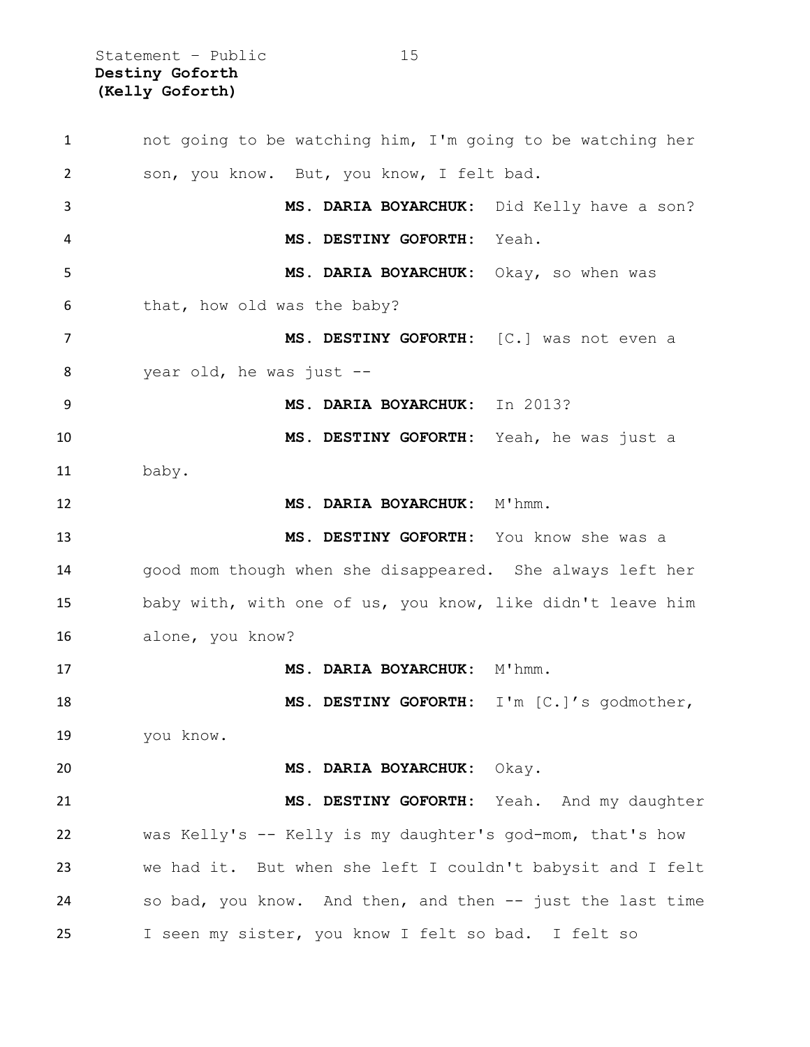not going to be watching him, I'm going to be watching her son, you know. But, you know, I felt bad.

**MS. DARIA BOYARCHUK:** Did Kelly have a son?

**MS. DESTINY GOFORTH:** Yeah.

**MS. DARIA BOYARCHUK:** Okay, so when was that, how old was the baby?

**MS. DESTINY GOFORTH:** [C.] was not even a year old, he was just --

**MS. DARIA BOYARCHUK:** In 2013?

**MS. DESTINY GOFORTH:** Yeah, he was just a baby.

**MS. DARIA BOYARCHUK:** M'hmm.

**MS. DESTINY GOFORTH:** You know she was a good mom though when she disappeared. She always left her baby with, with one of us, you know, like didn't leave him alone, you know?

**MS. DARIA BOYARCHUK:** M'hmm.

**MS. DESTINY GOFORTH:** I'm [C.]'s godmother, you know.

**MS. DARIA BOYARCHUK:** Okay.

**MS. DESTINY GOFORTH:** Yeah. And my daughter was Kelly's -- Kelly is my daughter's god-mom, that's how we had it. But when she left I couldn't babysit and I felt so bad, you know. And then, and then -- just the last time I seen my sister, you know I felt so bad. I felt so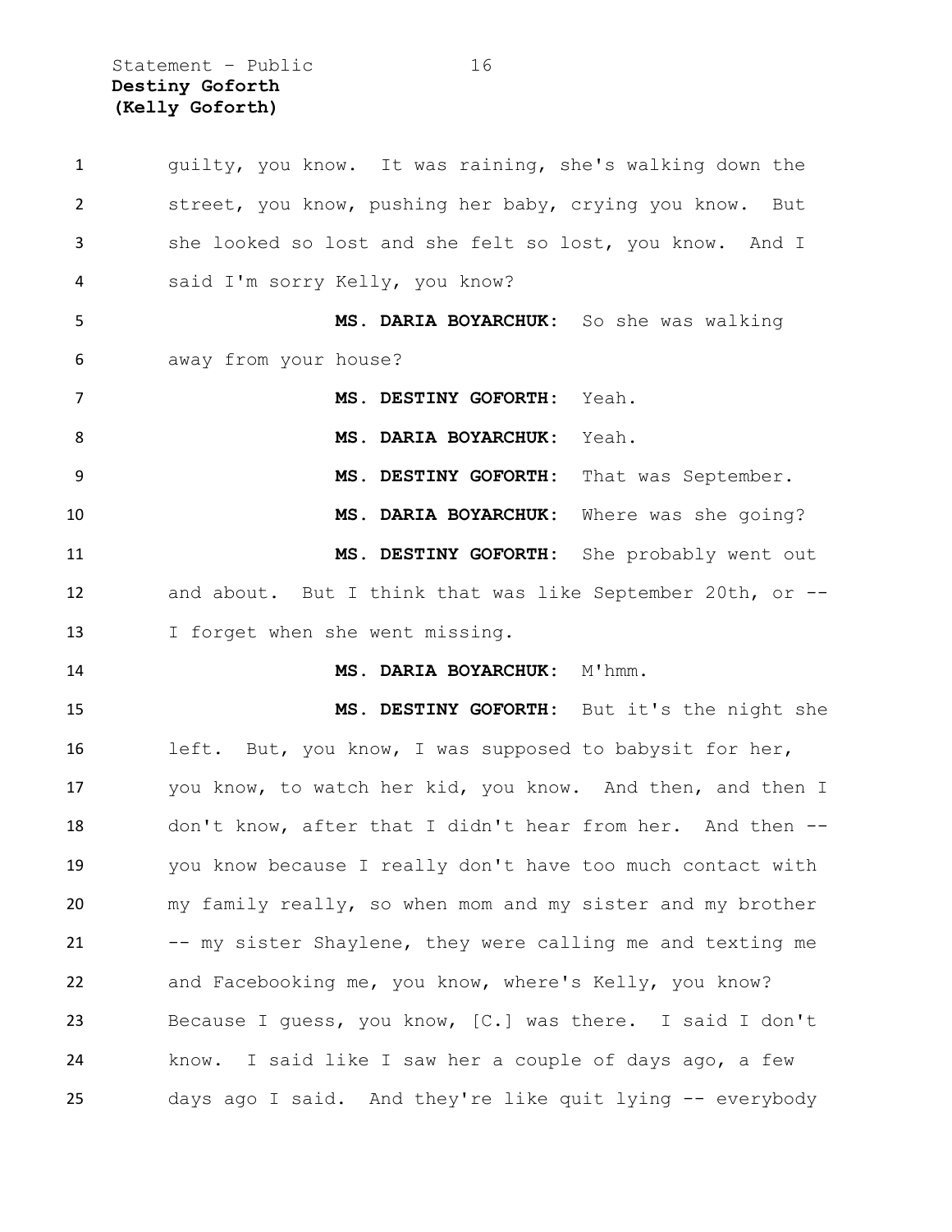guilty, you know. It was raining, she's walking down the street, you know, pushing her baby, crying you know. But she looked so lost and she felt so lost, you know. And I said I'm sorry Kelly, you know?

**MS. DARIA BOYARCHUK:** So she was walking away from your house?

**MS. DESTINY GOFORTH:** Yeah.

**MS. DARIA BOYARCHUK:** Yeah.

**MS. DESTINY GOFORTH:** That was September.

**MS. DARIA BOYARCHUK:** Where was she going?

**MS. DESTINY GOFORTH:** She probably went out and about. But I think that was like September 20th, or -- I forget when she went missing.

**MS. DARIA BOYARCHUK:** M'hmm.

**MS. DESTINY GOFORTH:** But it's the night she left. But, you know, I was supposed to babysit for her, you know, to watch her kid, you know. And then, and then I don't know, after that I didn't hear from her. And then -- you know because I really don't have too much contact with my family really, so when mom and my sister and my brother -- my sister Shaylene, they were calling me and texting me and Facebooking me, you know, where's Kelly, you know? Because I guess, you know, [C.] was there. I said I don't know. I said like I saw her a couple of days ago, a few days ago I said. And they're like quit lying -- everybody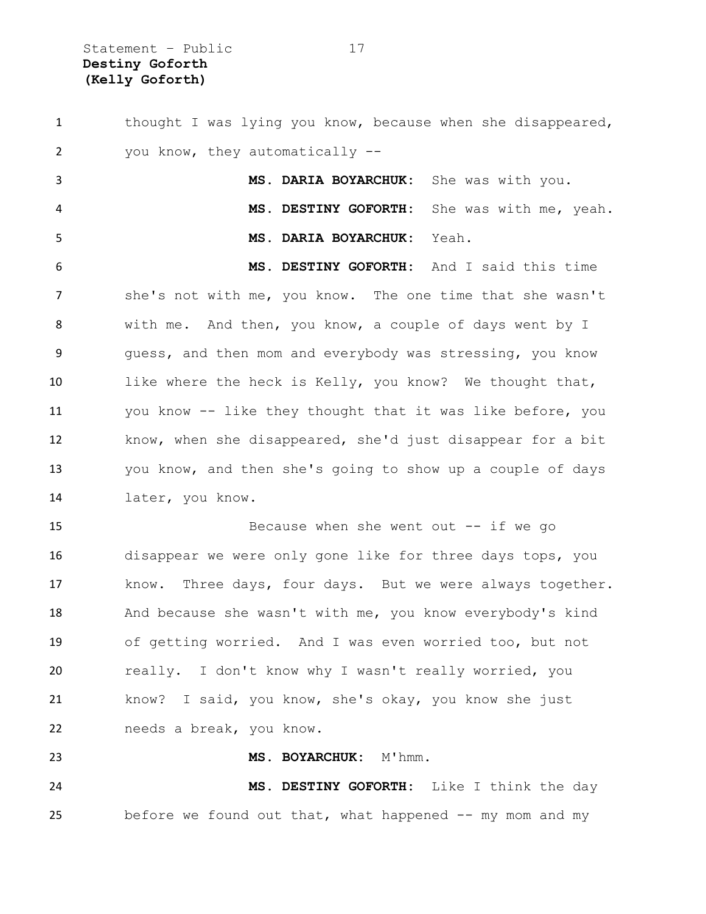thought I was lying you know, because when she disappeared, you know, they automatically --

**MS. DARIA BOYARCHUK:** She was with you.

**MS. DESTINY GOFORTH:** She was with me, yeah.

**MS. DARIA BOYARCHUK:** Yeah.

**MS. DESTINY GOFORTH:** And I said this time she's not with me, you know. The one time that she wasn't with me. And then, you know, a couple of days went by I guess, and then mom and everybody was stressing, you know like where the heck is Kelly, you know? We thought that, you know -- like they thought that it was like before, you know, when she disappeared, she'd just disappear for a bit you know, and then she's going to show up a couple of days later, you know.

Because when she went out -- if we go disappear we were only gone like for three days tops, you know. Three days, four days. But we were always together. And because she wasn't with me, you know everybody's kind of getting worried. And I was even worried too, but not really. I don't know why I wasn't really worried, you know? I said, you know, she's okay, you know she just needs a break, you know.

**MS. BOYARCHUK:** M'hmm.

**MS. DESTINY GOFORTH:** Like I think the day before we found out that, what happened -- my mom and my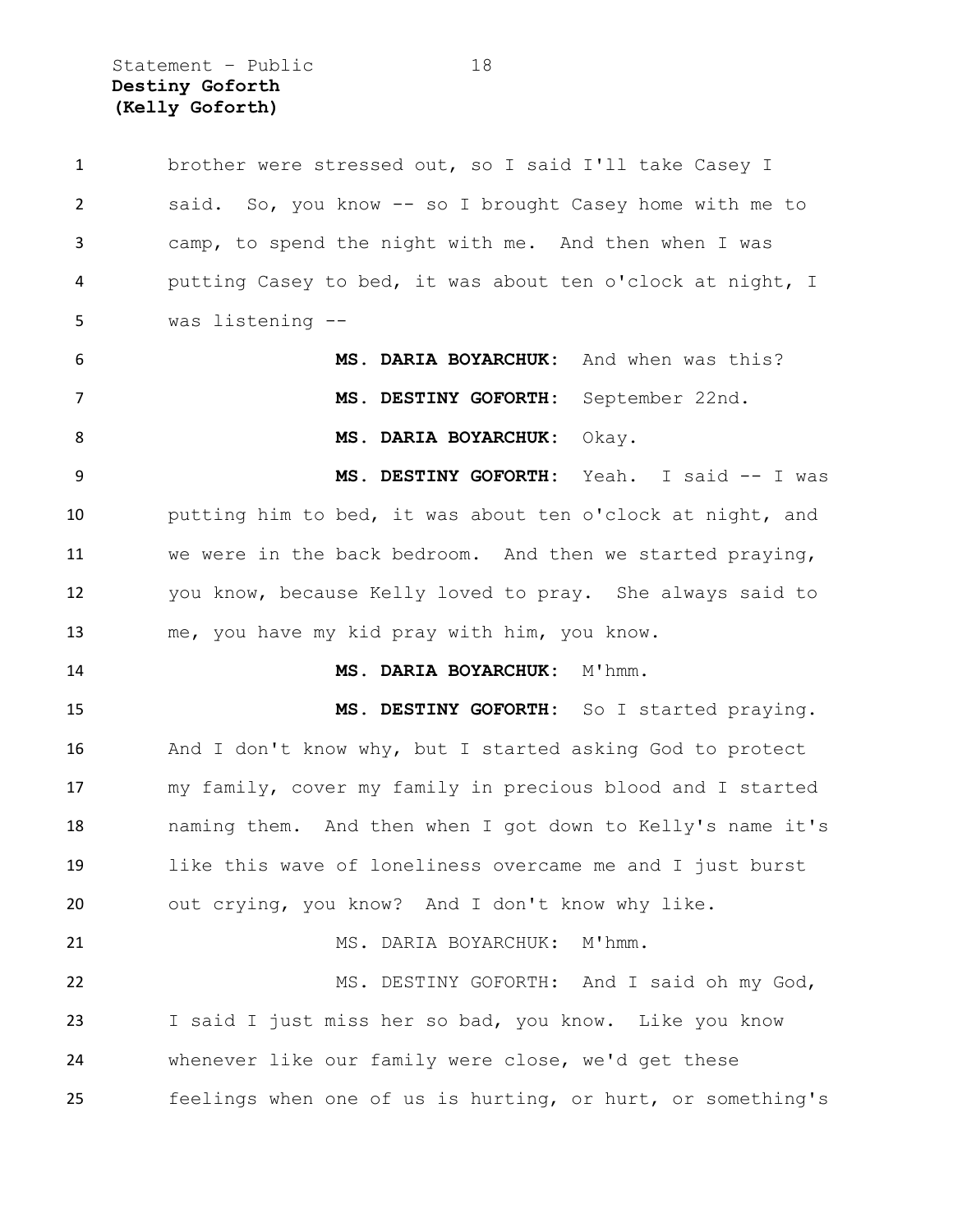brother were stressed out, so I said I'll take Casey I said. So, you know -- so I brought Casey home with me to camp, to spend the night with me. And then when I was putting Casey to bed, it was about ten o'clock at night, I was listening --

**MS. DARIA BOYARCHUK:** And when was this?

**MS. DESTINY GOFORTH:** September 22nd.

**MS. DARIA BOYARCHUK:** Okay.

**MS. DESTINY GOFORTH:** Yeah. I said -- I was putting him to bed, it was about ten o'clock at night, and we were in the back bedroom. And then we started praying, you know, because Kelly loved to pray. She always said to me, you have my kid pray with him, you know.

**MS. DARIA BOYARCHUK:** M'hmm.

**MS. DESTINY GOFORTH:** So I started praying. And I don't know why, but I started asking God to protect my family, cover my family in precious blood and I started naming them. And then when I got down to Kelly's name it's like this wave of loneliness overcame me and I just burst out crying, you know? And I don't know why like.

MS. DARIA BOYARCHUK: M'hmm.

MS. DESTINY GOFORTH: And I said oh my God, I said I just miss her so bad, you know. Like you know whenever like our family were close, we'd get these feelings when one of us is hurting, or hurt, or something's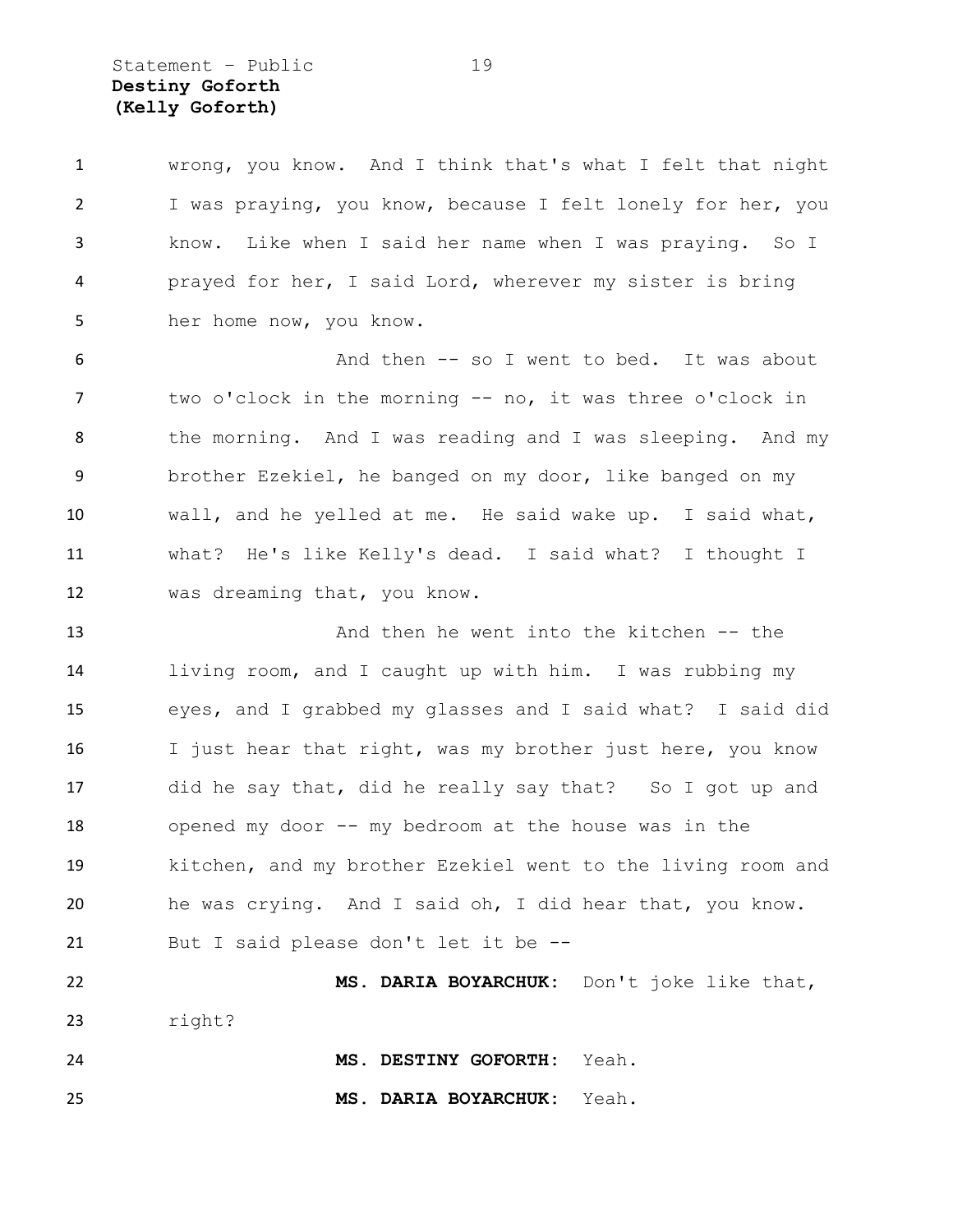wrong, you know. And I think that's what I felt that night I was praying, you know, because I felt lonely for her, you know. Like when I said her name when I was praying. So I prayed for her, I said Lord, wherever my sister is bring her home now, you know.

And then -- so I went to bed. It was about two o'clock in the morning -- no, it was three o'clock in the morning. And I was reading and I was sleeping. And my brother Ezekiel, he banged on my door, like banged on my wall, and he yelled at me. He said wake up. I said what, what? He's like Kelly's dead. I said what? I thought I was dreaming that, you know.

And then he went into the kitchen -- the living room, and I caught up with him. I was rubbing my eyes, and I grabbed my glasses and I said what? I said did I just hear that right, was my brother just here, you know did he say that, did he really say that? So I got up and opened my door -- my bedroom at the house was in the kitchen, and my brother Ezekiel went to the living room and he was crying. And I said oh, I did hear that, you know. But I said please don't let it be --

**MS. DARIA BOYARCHUK:** Don't joke like that, right?

**MS. DESTINY GOFORTH:** Yeah.

**MS. DARIA BOYARCHUK:** Yeah.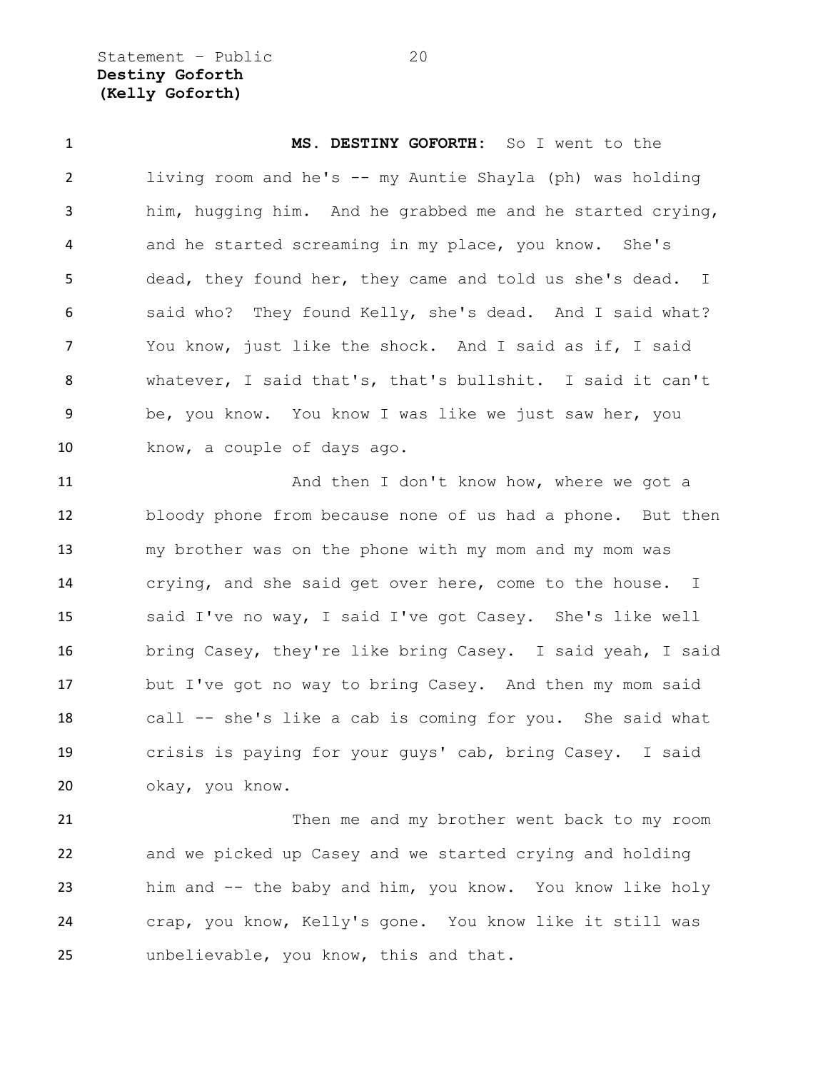**Destiny Goforth**
**(Kelly Goforth)**

**MS. DESTINY GOFORTH:** So I went to the living room and he's -- my Auntie Shayla (ph) was holding him, hugging him. And he grabbed me and he started crying, and he started screaming in my place, you know. She's dead, they found her, they came and told us she's dead. I said who? They found Kelly, she's dead. And I said what? You know, just like the shock. And I said as if, I said whatever, I said that's, that's bullshit. I said it can't be, you know. You know I was like we just saw her, you know, a couple of days ago.

And then I don't know how, where we got a bloody phone from because none of us had a phone. But then my brother was on the phone with my mom and my mom was crying, and she said get over here, come to the house. I said I've no way, I said I've got Casey. She's like well bring Casey, they're like bring Casey. I said yeah, I said but I've got no way to bring Casey. And then my mom said call -- she's like a cab is coming for you. She said what crisis is paying for your guys' cab, bring Casey. I said okay, you know.

Then me and my brother went back to my room and we picked up Casey and we started crying and holding him and -- the baby and him, you know. You know like holy crap, you know, Kelly's gone. You know like it still was unbelievable, you know, this and that.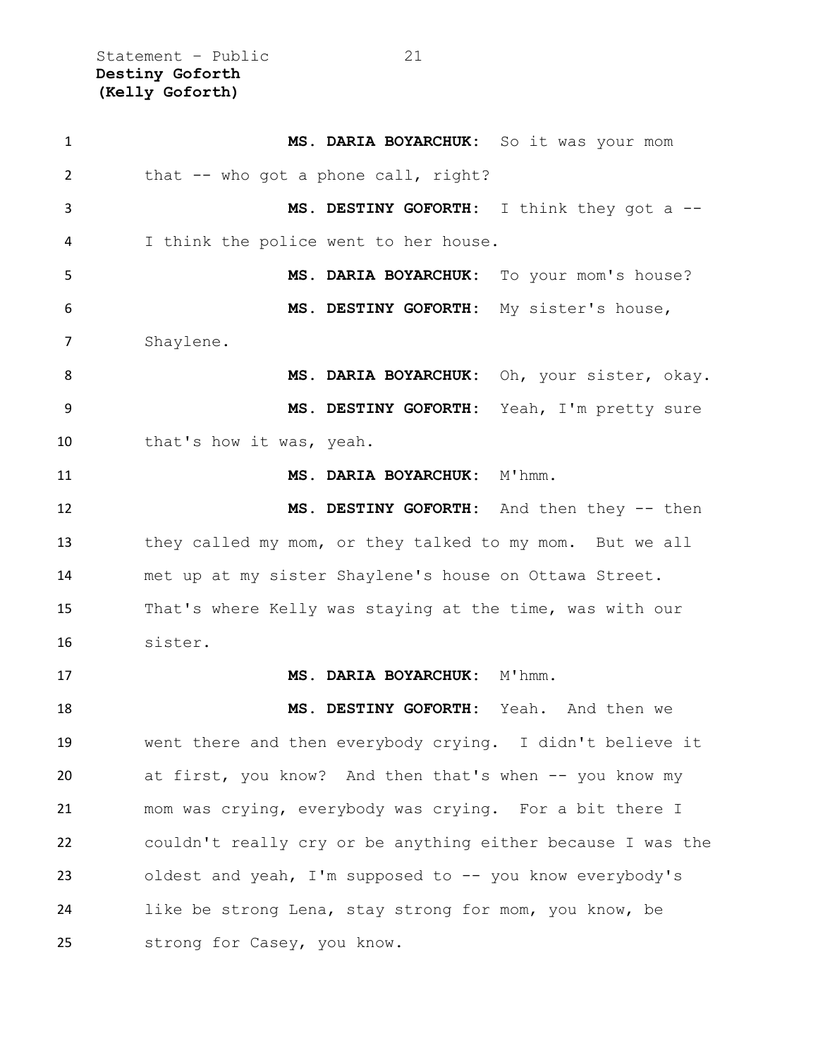**MS. DARIA BOYARCHUK:** So it was your mom that -- who got a phone call, right?

**MS. DESTINY GOFORTH:** I think they got a -- I think the police went to her house.

**MS. DARIA BOYARCHUK:** To your mom's house?

**MS. DESTINY GOFORTH:** My sister's house, Shaylene.

**MS. DARIA BOYARCHUK:** Oh, your sister, okay.

**MS. DESTINY GOFORTH:** Yeah, I'm pretty sure that's how it was, yeah.

**MS. DARIA BOYARCHUK:** M'hmm.

**MS. DESTINY GOFORTH:** And then they -- then they called my mom, or they talked to my mom. But we all met up at my sister Shaylene's house on Ottawa Street. That's where Kelly was staying at the time, was with our sister.

**MS. DARIA BOYARCHUK:** M'hmm.

**MS. DESTINY GOFORTH:** Yeah. And then we went there and then everybody crying. I didn't believe it at first, you know? And then that's when -- you know my mom was crying, everybody was crying. For a bit there I couldn't really cry or be anything either because I was the oldest and yeah, I'm supposed to -- you know everybody's like be strong Lena, stay strong for mom, you know, be strong for Casey, you know.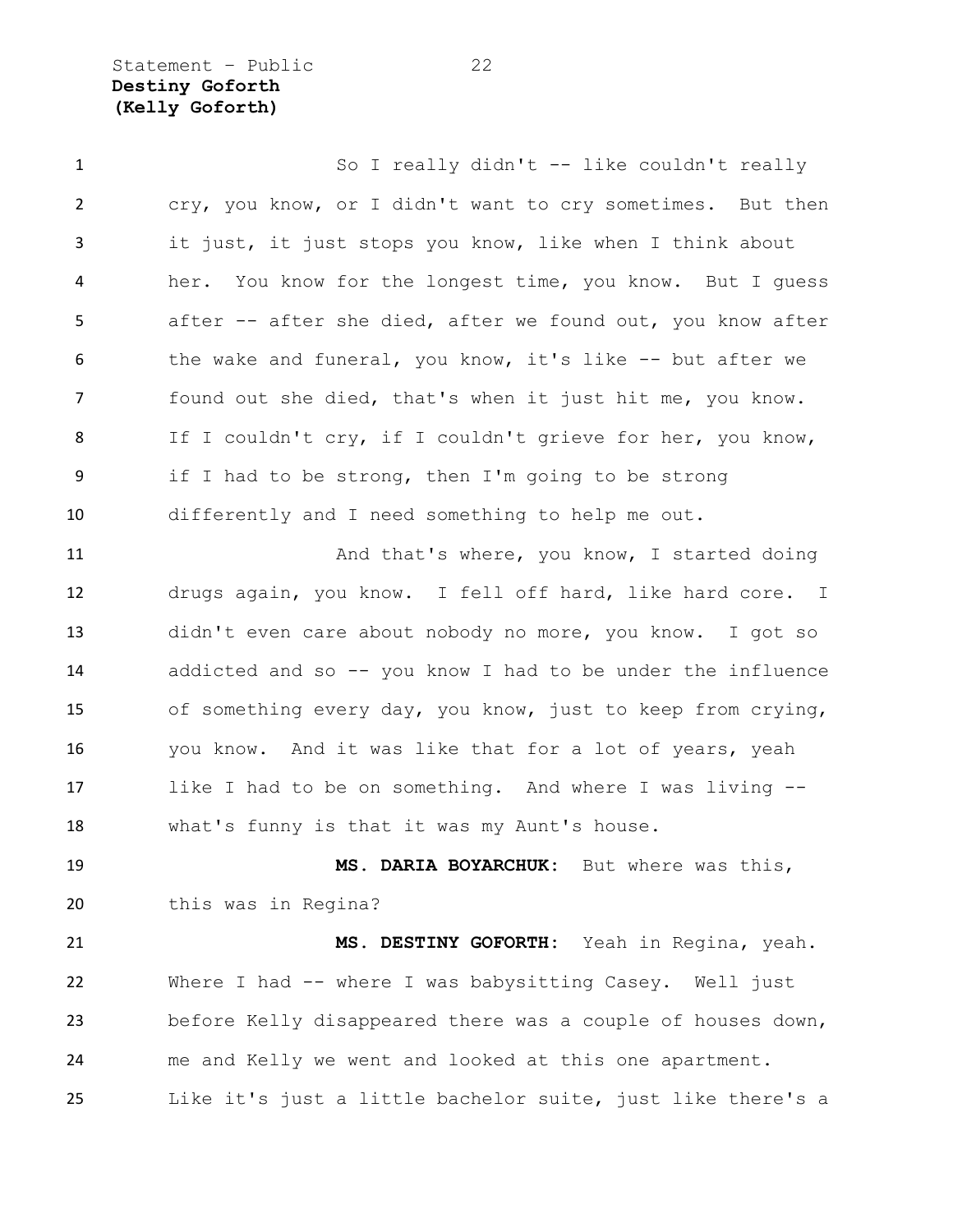So I really didn't -- like couldn't really cry, you know, or I didn't want to cry sometimes. But then it just, it just stops you know, like when I think about her. You know for the longest time, you know. But I guess after -- after she died, after we found out, you know after the wake and funeral, you know, it's like -- but after we found out she died, that's when it just hit me, you know. If I couldn't cry, if I couldn't grieve for her, you know, if I had to be strong, then I'm going to be strong differently and I need something to help me out.

And that's where, you know, I started doing drugs again, you know. I fell off hard, like hard core. I didn't even care about nobody no more, you know. I got so addicted and so -- you know I had to be under the influence of something every day, you know, just to keep from crying, you know. And it was like that for a lot of years, yeah like I had to be on something. And where I was living -- what's funny is that it was my Aunt's house.

**MS. DARIA BOYARCHUK:** But where was this, this was in Regina?

**MS. DESTINY GOFORTH:** Yeah in Regina, yeah. Where I had -- where I was babysitting Casey. Well just before Kelly disappeared there was a couple of houses down, me and Kelly we went and looked at this one apartment. Like it's just a little bachelor suite, just like there's a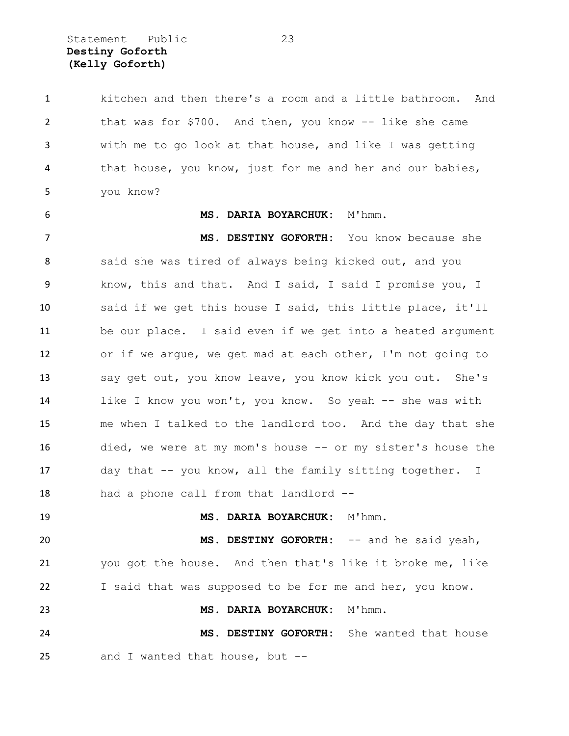kitchen and then there's a room and a little bathroom. And that was for $700. And then, you know -- like she came with me to go look at that house, and like I was getting that house, you know, just for me and her and our babies, you know?

**MS. DARIA BOYARCHUK:** M'hmm.

**MS. DESTINY GOFORTH:** You know because she said she was tired of always being kicked out, and you know, this and that. And I said, I said I promise you, I said if we get this house I said, this little place, it'll be our place. I said even if we get into a heated argument or if we argue, we get mad at each other, I'm not going to say get out, you know leave, you know kick you out. She's like I know you won't, you know. So yeah -- she was with me when I talked to the landlord too. And the day that she died, we were at my mom's house -- or my sister's house the day that -- you know, all the family sitting together. I had a phone call from that landlord --

**MS. DARIA BOYARCHUK:** M'hmm.

**MS. DESTINY GOFORTH:** -- and he said yeah, you got the house. And then that's like it broke me, like I said that was supposed to be for me and her, you know.

**MS. DARIA BOYARCHUK:** M'hmm.

**MS. DESTINY GOFORTH:** She wanted that house and I wanted that house, but --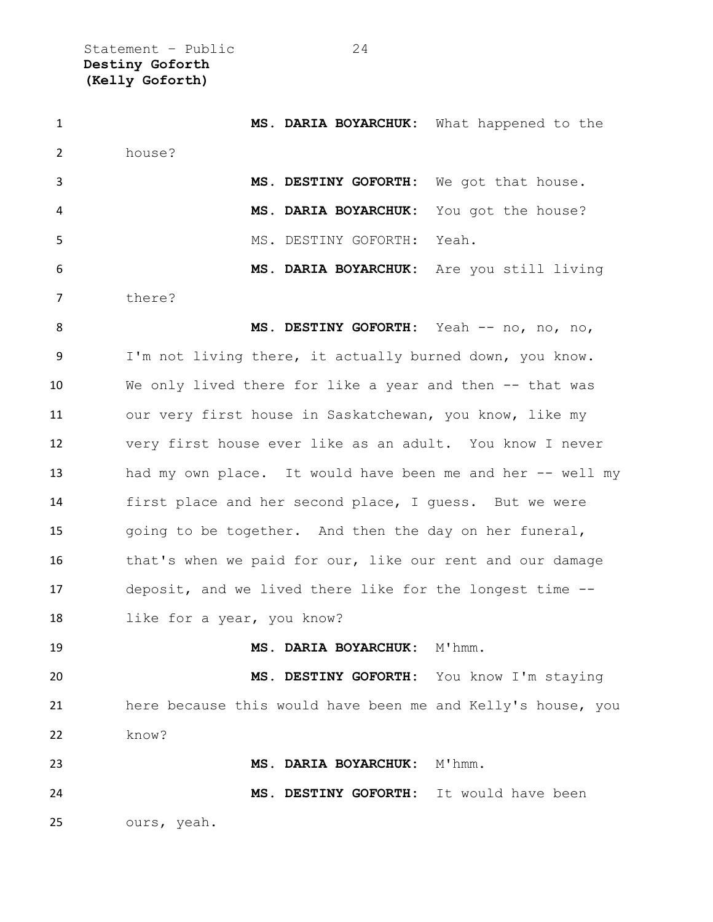**MS. DARIA BOYARCHUK:** What happened to the house?

**MS. DESTINY GOFORTH:** We got that house.

**MS. DARIA BOYARCHUK:** You got the house?

MS. DESTINY GOFORTH: Yeah.

**MS. DARIA BOYARCHUK:** Are you still living there?

**MS. DESTINY GOFORTH:** Yeah -- no, no, no, I'm not living there, it actually burned down, you know. We only lived there for like a year and then -- that was our very first house in Saskatchewan, you know, like my very first house ever like as an adult. You know I never had my own place. It would have been me and her -- well my first place and her second place, I guess. But we were going to be together. And then the day on her funeral, that's when we paid for our, like our rent and our damage deposit, and we lived there like for the longest time -- like for a year, you know?

**MS. DARIA BOYARCHUK:** M'hmm.

**MS. DESTINY GOFORTH:** You know I'm staying here because this would have been me and Kelly's house, you know?

**MS. DARIA BOYARCHUK:** M'hmm.

**MS. DESTINY GOFORTH:** It would have been ours, yeah.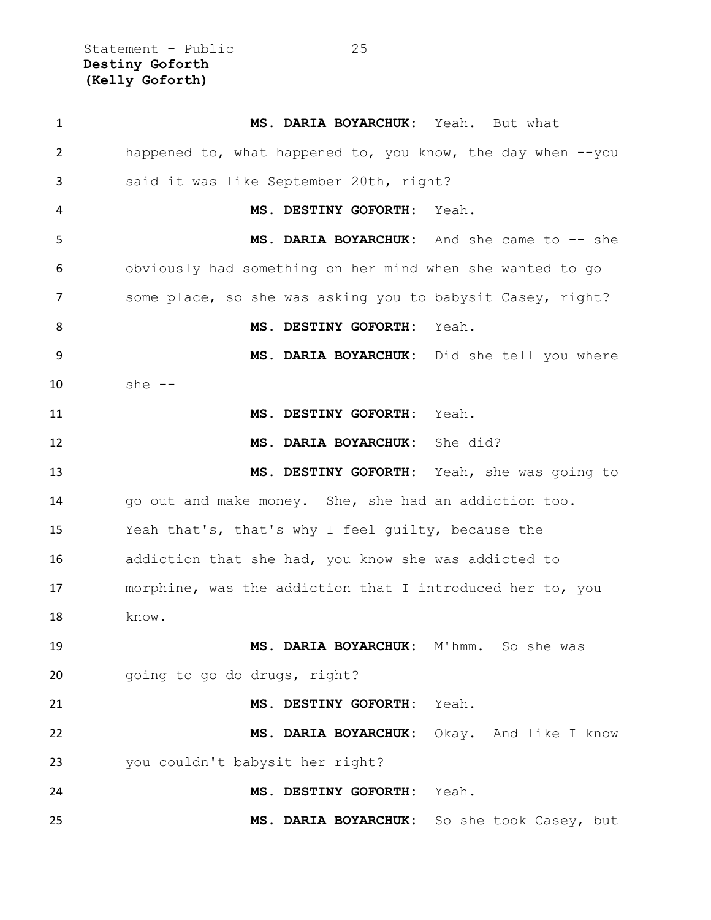**MS. DARIA BOYARCHUK:** Yeah. But what happened to, what happened to, you know, the day when --you said it was like September 20th, right?

**MS. DESTINY GOFORTH:** Yeah.

**MS. DARIA BOYARCHUK:** And she came to -- she obviously had something on her mind when she wanted to go some place, so she was asking you to babysit Casey, right?

**MS. DESTINY GOFORTH:** Yeah.

**MS. DARIA BOYARCHUK:** Did she tell you where she --

**MS. DESTINY GOFORTH:** Yeah.

**MS. DARIA BOYARCHUK:** She did?

**MS. DESTINY GOFORTH:** Yeah, she was going to go out and make money. She, she had an addiction too. Yeah that's, that's why I feel guilty, because the addiction that she had, you know she was addicted to morphine, was the addiction that I introduced her to, you know.

**MS. DARIA BOYARCHUK:** M'hmm. So she was going to go do drugs, right?

**MS. DESTINY GOFORTH:** Yeah.

**MS. DARIA BOYARCHUK:** Okay. And like I know you couldn't babysit her right?

**MS. DESTINY GOFORTH:** Yeah.

**MS. DARIA BOYARCHUK:** So she took Casey, but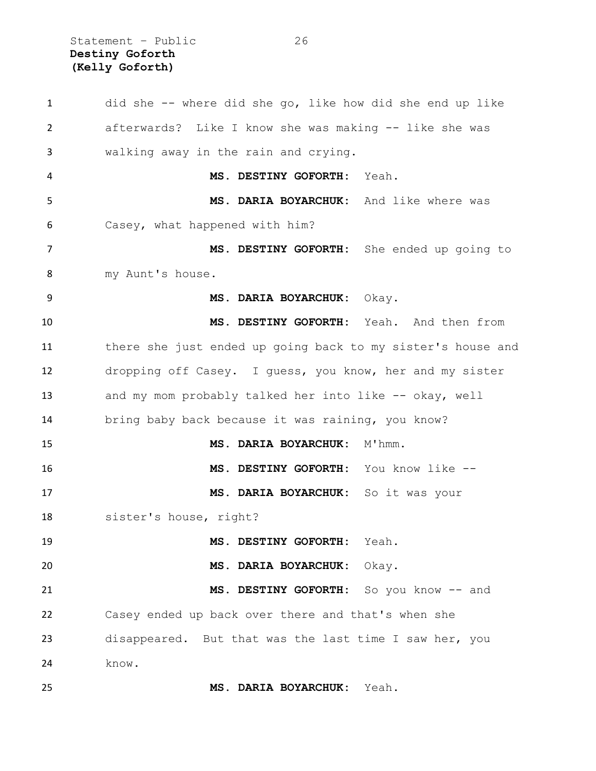did she -- where did she go, like how did she end up like afterwards? Like I know she was making -- like she was walking away in the rain and crying.

**MS. DESTINY GOFORTH:** Yeah.

**MS. DARIA BOYARCHUK:** And like where was Casey, what happened with him?

**MS. DESTINY GOFORTH:** She ended up going to my Aunt's house.

**MS. DARIA BOYARCHUK:** Okay.

**MS. DESTINY GOFORTH:** Yeah. And then from there she just ended up going back to my sister's house and dropping off Casey. I guess, you know, her and my sister and my mom probably talked her into like -- okay, well bring baby back because it was raining, you know?

**MS. DARIA BOYARCHUK:** M'hmm.

**MS. DESTINY GOFORTH:** You know like --

**MS. DARIA BOYARCHUK:** So it was your sister's house, right?

**MS. DESTINY GOFORTH:** Yeah.

**MS. DARIA BOYARCHUK:** Okay.

**MS. DESTINY GOFORTH:** So you know -- and Casey ended up back over there and that's when she disappeared. But that was the last time I saw her, you know.

**MS. DARIA BOYARCHUK:** Yeah.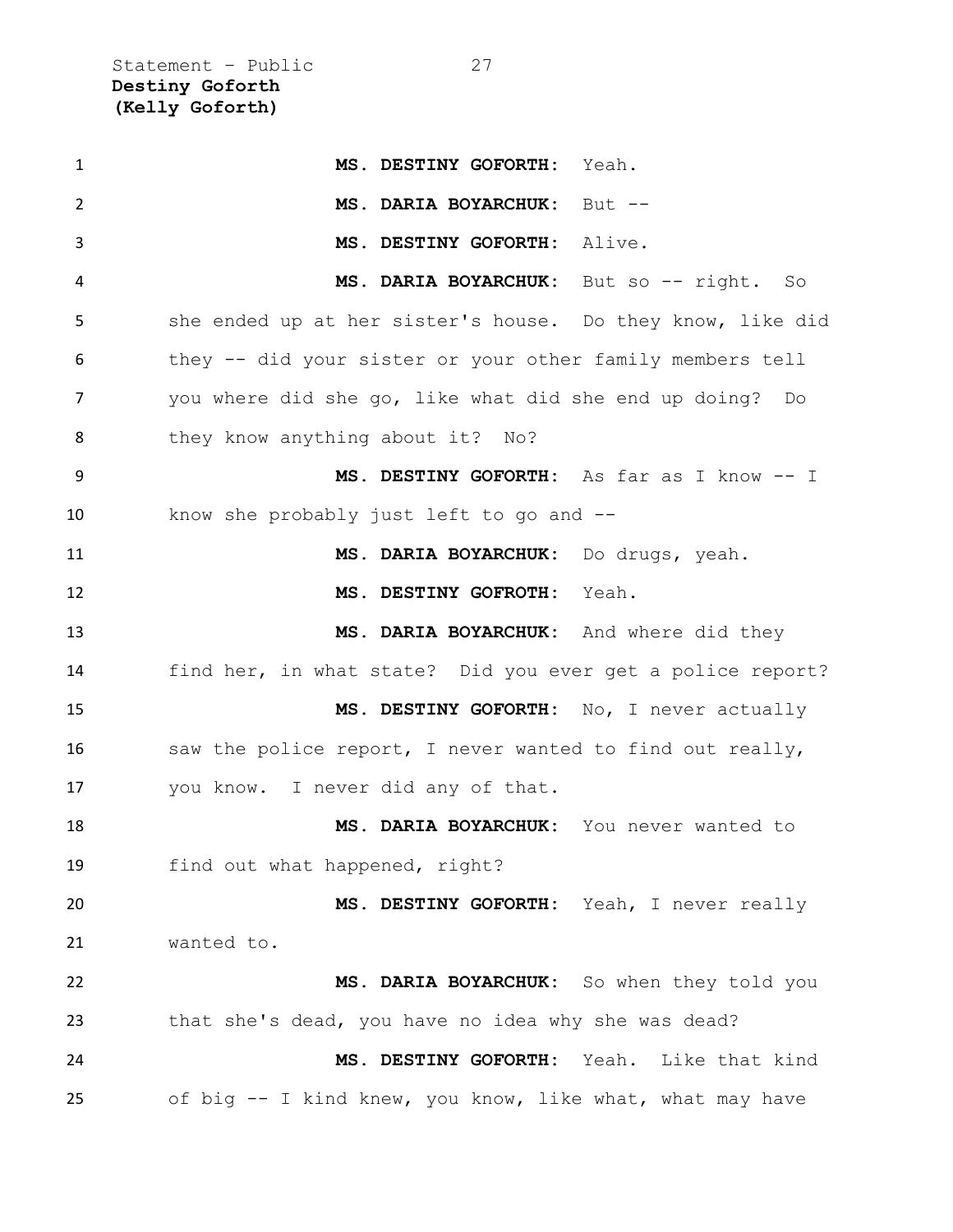**MS. DESTINY GOFORTH:** Yeah.

**MS. DARIA BOYARCHUK:** But --

**MS. DESTINY GOFORTH:** Alive.

**MS. DARIA BOYARCHUK:** But so -- right. So she ended up at her sister's house. Do they know, like did they -- did your sister or your other family members tell you where did she go, like what did she end up doing? Do they know anything about it? No?

**MS. DESTINY GOFORTH:** As far as I know -- I know she probably just left to go and --

**MS. DARIA BOYARCHUK:** Do drugs, yeah.

**MS. DESTINY GOFROTH:** Yeah.

**MS. DARIA BOYARCHUK:** And where did they find her, in what state? Did you ever get a police report?

**MS. DESTINY GOFORTH:** No, I never actually saw the police report, I never wanted to find out really, you know. I never did any of that.

**MS. DARIA BOYARCHUK:** You never wanted to find out what happened, right?

**MS. DESTINY GOFORTH:** Yeah, I never really wanted to.

**MS. DARIA BOYARCHUK:** So when they told you that she's dead, you have no idea why she was dead?

**MS. DESTINY GOFORTH:** Yeah. Like that kind of big -- I kind knew, you know, like what, what may have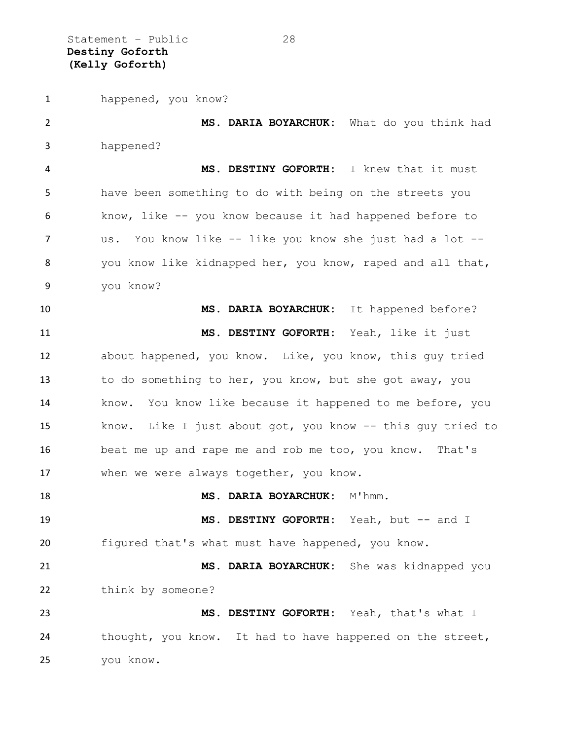happened, you know?

**MS. DARIA BOYARCHUK:** What do you think had happened?

**MS. DESTINY GOFORTH:** I knew that it must have been something to do with being on the streets you know, like -- you know because it had happened before to us. You know like -- like you know she just had a lot -- you know like kidnapped her, you know, raped and all that, you know?

**MS. DARIA BOYARCHUK:** It happened before?

**MS. DESTINY GOFORTH:** Yeah, like it just about happened, you know. Like, you know, this guy tried to do something to her, you know, but she got away, you know. You know like because it happened to me before, you know. Like I just about got, you know -- this guy tried to beat me up and rape me and rob me too, you know. That's when we were always together, you know.

**MS. DARIA BOYARCHUK:** M'hmm.

**MS. DESTINY GOFORTH:** Yeah, but -- and I figured that's what must have happened, you know.

**MS. DARIA BOYARCHUK:** She was kidnapped you think by someone?

**MS. DESTINY GOFORTH:** Yeah, that's what I thought, you know. It had to have happened on the street, you know.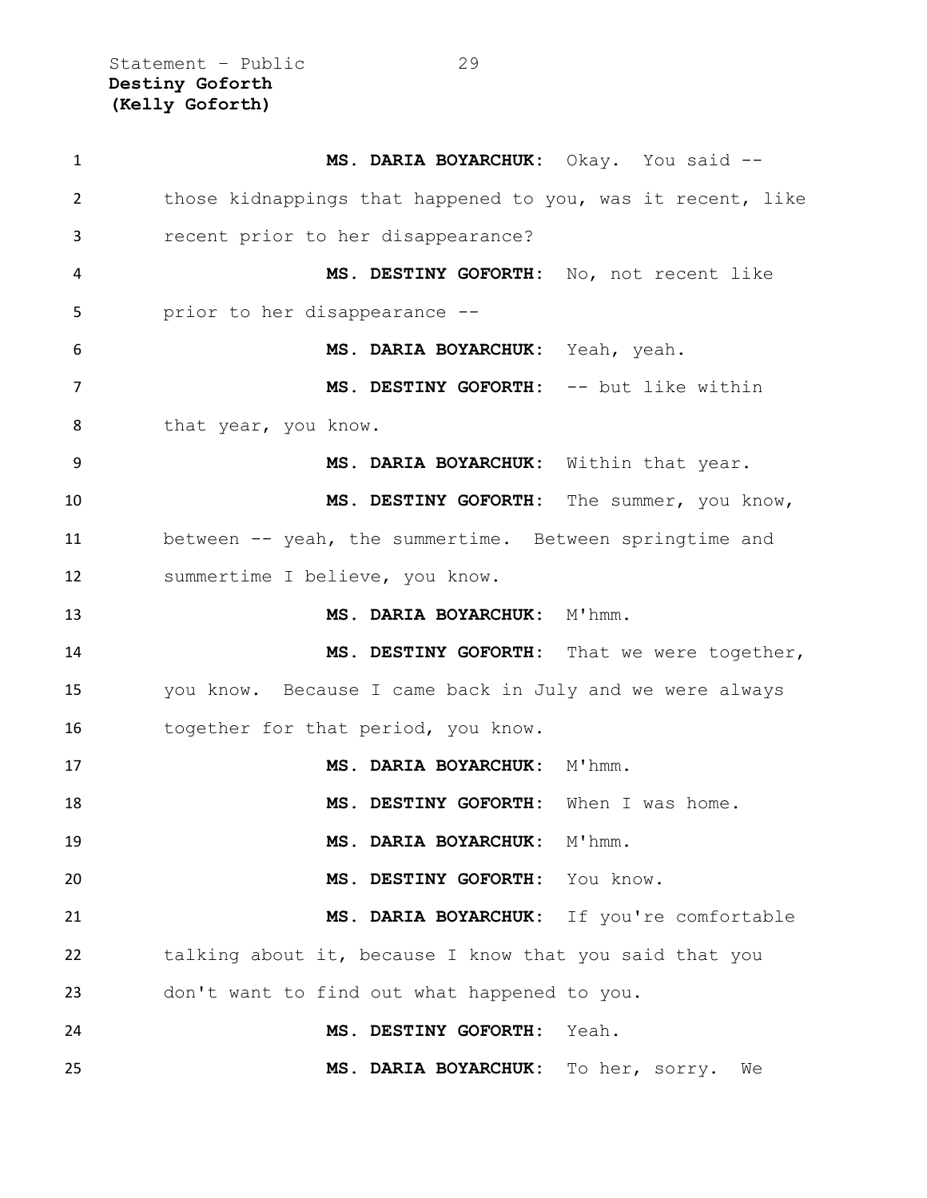**MS. DARIA BOYARCHUK:** Okay. You said -- those kidnappings that happened to you, was it recent, like recent prior to her disappearance?

**MS. DESTINY GOFORTH:** No, not recent like prior to her disappearance --

**MS. DARIA BOYARCHUK:** Yeah, yeah.

**MS. DESTINY GOFORTH:** -- but like within that year, you know.

**MS. DARIA BOYARCHUK:** Within that year.

**MS. DESTINY GOFORTH:** The summer, you know, between -- yeah, the summertime. Between springtime and summertime I believe, you know.

**MS. DARIA BOYARCHUK:** M'hmm.

**MS. DESTINY GOFORTH:** That we were together, you know. Because I came back in July and we were always together for that period, you know.

**MS. DARIA BOYARCHUK:** M'hmm.

**MS. DESTINY GOFORTH:** When I was home.

**MS. DARIA BOYARCHUK:** M'hmm.

**MS. DESTINY GOFORTH:** You know.

**MS. DARIA BOYARCHUK:** If you're comfortable talking about it, because I know that you said that you don't want to find out what happened to you.

**MS. DESTINY GOFORTH:** Yeah.

**MS. DARIA BOYARCHUK:** To her, sorry. We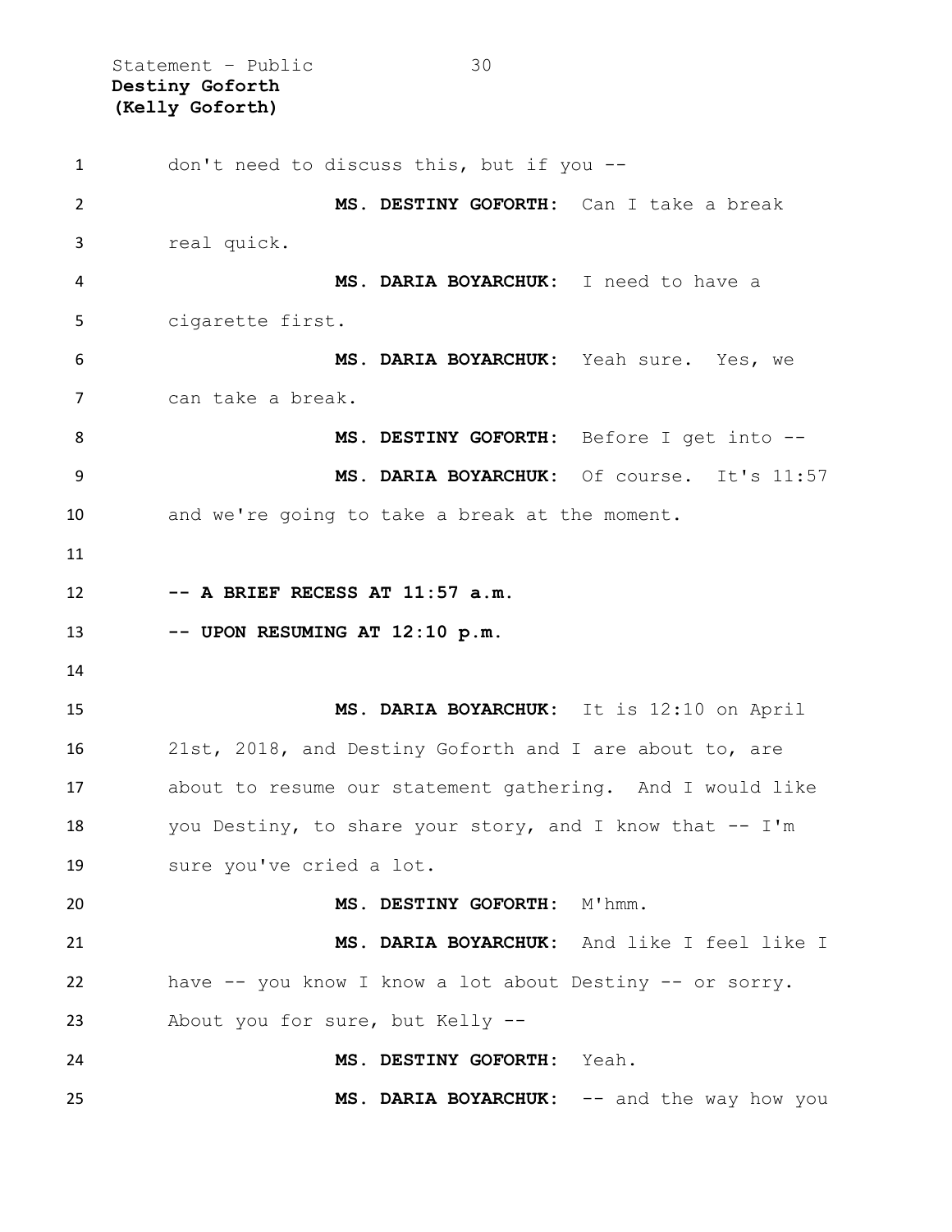don't need to discuss this, but if you --

**MS. DESTINY GOFORTH:** Can I take a break real quick.

**MS. DARIA BOYARCHUK:** I need to have a cigarette first.

**MS. DARIA BOYARCHUK:** Yeah sure. Yes, we can take a break.

**MS. DESTINY GOFORTH:** Before I get into --

**MS. DARIA BOYARCHUK:** Of course. It's 11:57 and we're going to take a break at the moment.

**-- A BRIEF RECESS AT 11:57 a.m.**

**-- UPON RESUMING AT 12:10 p.m.**

**MS. DARIA BOYARCHUK:** It is 12:10 on April 21st, 2018, and Destiny Goforth and I are about to, are about to resume our statement gathering. And I would like you Destiny, to share your story, and I know that -- I'm sure you've cried a lot.

**MS. DESTINY GOFORTH:** M'hmm.

**MS. DARIA BOYARCHUK:** And like I feel like I have -- you know I know a lot about Destiny -- or sorry. About you for sure, but Kelly --

**MS. DESTINY GOFORTH:** Yeah.

**MS. DARIA BOYARCHUK:** -- and the way how you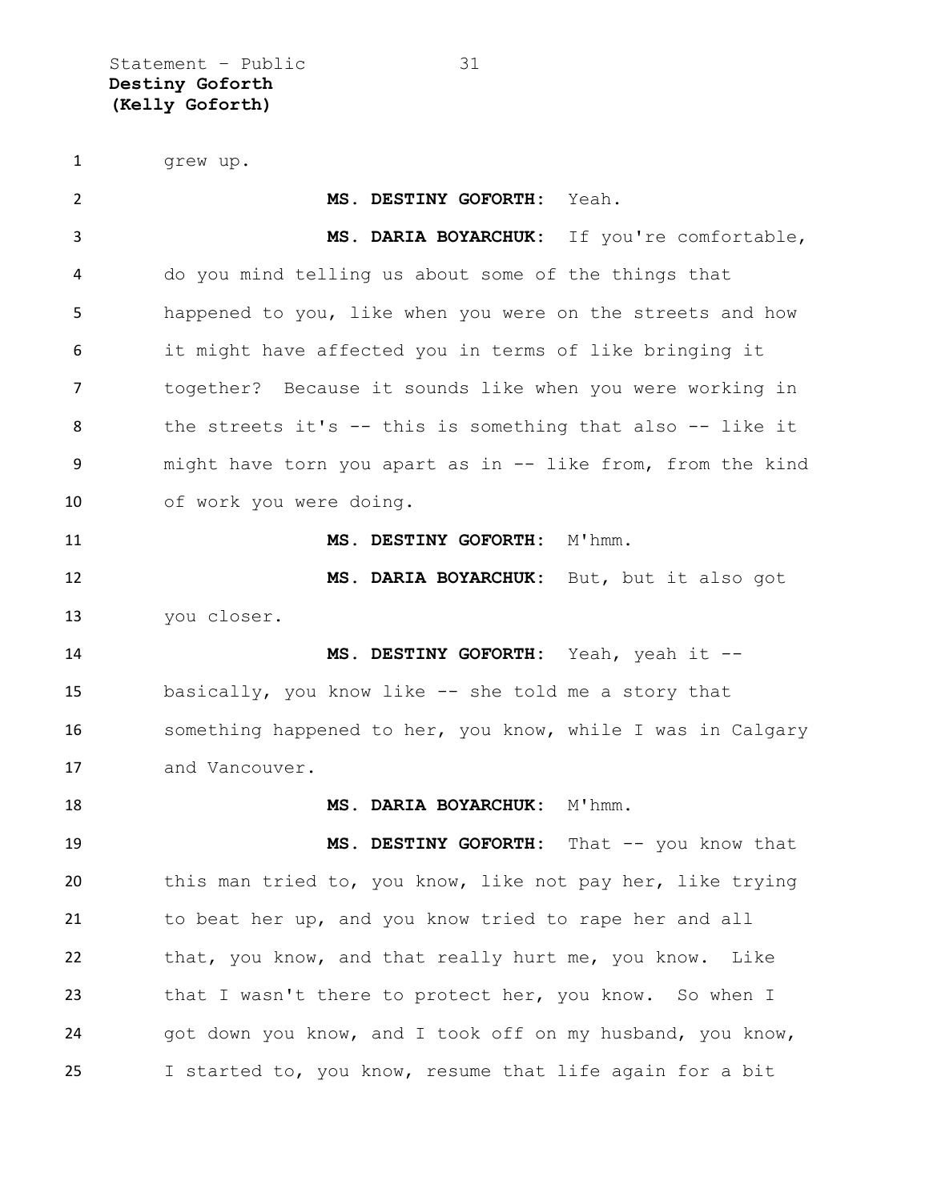grew up.

**MS. DESTINY GOFORTH:** Yeah.

**MS. DARIA BOYARCHUK:** If you're comfortable, do you mind telling us about some of the things that happened to you, like when you were on the streets and how it might have affected you in terms of like bringing it together? Because it sounds like when you were working in the streets it's -- this is something that also -- like it might have torn you apart as in -- like from, from the kind of work you were doing.

**MS. DESTINY GOFORTH:** M'hmm.

**MS. DARIA BOYARCHUK:** But, but it also got you closer.

**MS. DESTINY GOFORTH:** Yeah, yeah it -- basically, you know like -- she told me a story that something happened to her, you know, while I was in Calgary and Vancouver.

**MS. DARIA BOYARCHUK:** M'hmm.

**MS. DESTINY GOFORTH:** That -- you know that this man tried to, you know, like not pay her, like trying to beat her up, and you know tried to rape her and all that, you know, and that really hurt me, you know. Like that I wasn't there to protect her, you know. So when I got down you know, and I took off on my husband, you know, I started to, you know, resume that life again for a bit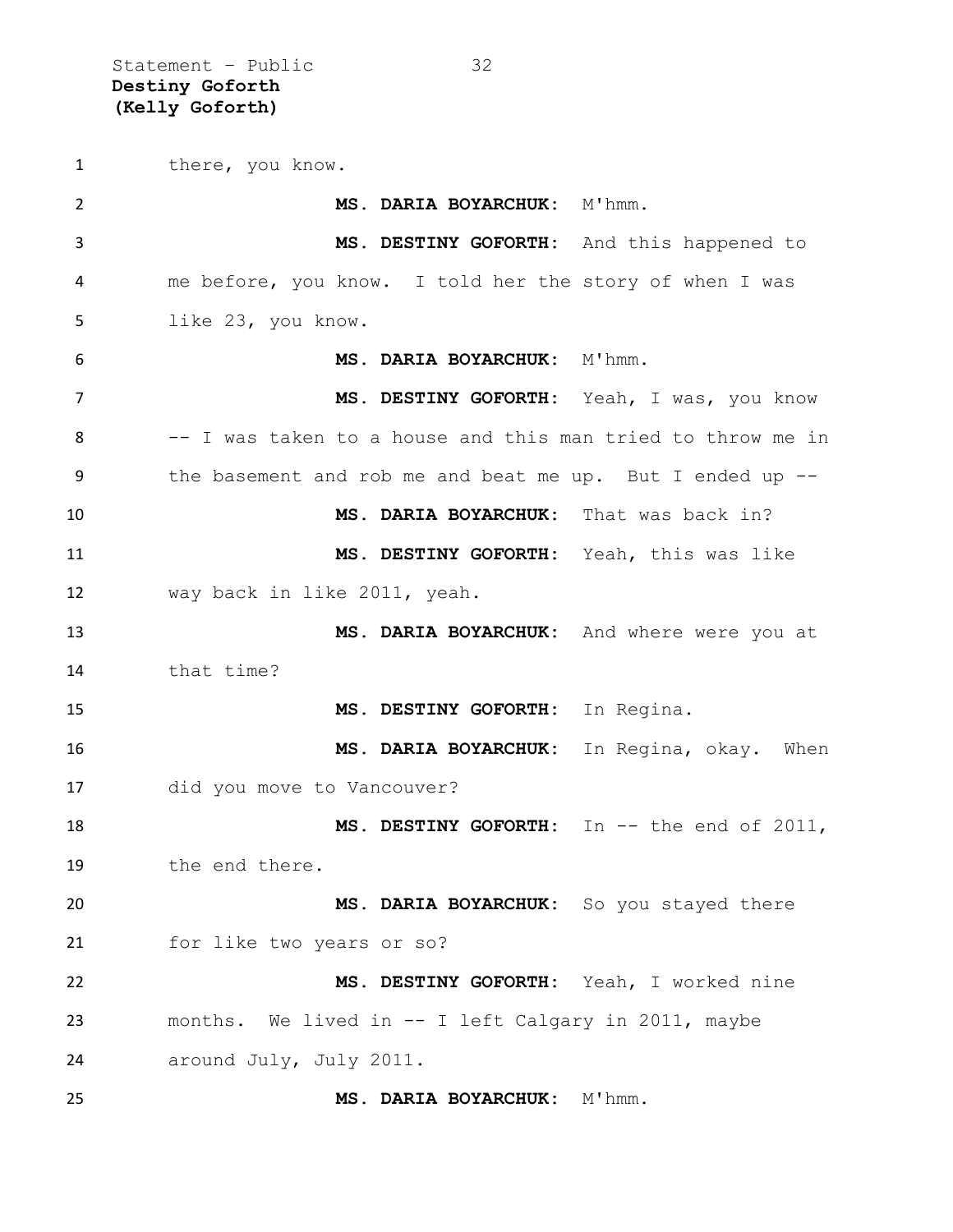there, you know.

**MS. DARIA BOYARCHUK:** M'hmm.

**MS. DESTINY GOFORTH:** And this happened to me before, you know. I told her the story of when I was like 23, you know.

**MS. DARIA BOYARCHUK:** M'hmm.

**MS. DESTINY GOFORTH:** Yeah, I was, you know -- I was taken to a house and this man tried to throw me in the basement and rob me and beat me up. But I ended up --

**MS. DARIA BOYARCHUK:** That was back in?

**MS. DESTINY GOFORTH:** Yeah, this was like way back in like 2011, yeah.

**MS. DARIA BOYARCHUK:** And where were you at that time?

**MS. DESTINY GOFORTH:** In Regina.

**MS. DARIA BOYARCHUK:** In Regina, okay. When did you move to Vancouver?

**MS. DESTINY GOFORTH:** In -- the end of 2011, the end there.

**MS. DARIA BOYARCHUK:** So you stayed there for like two years or so?

**MS. DESTINY GOFORTH:** Yeah, I worked nine months. We lived in -- I left Calgary in 2011, maybe around July, July 2011.

**MS. DARIA BOYARCHUK:** M'hmm.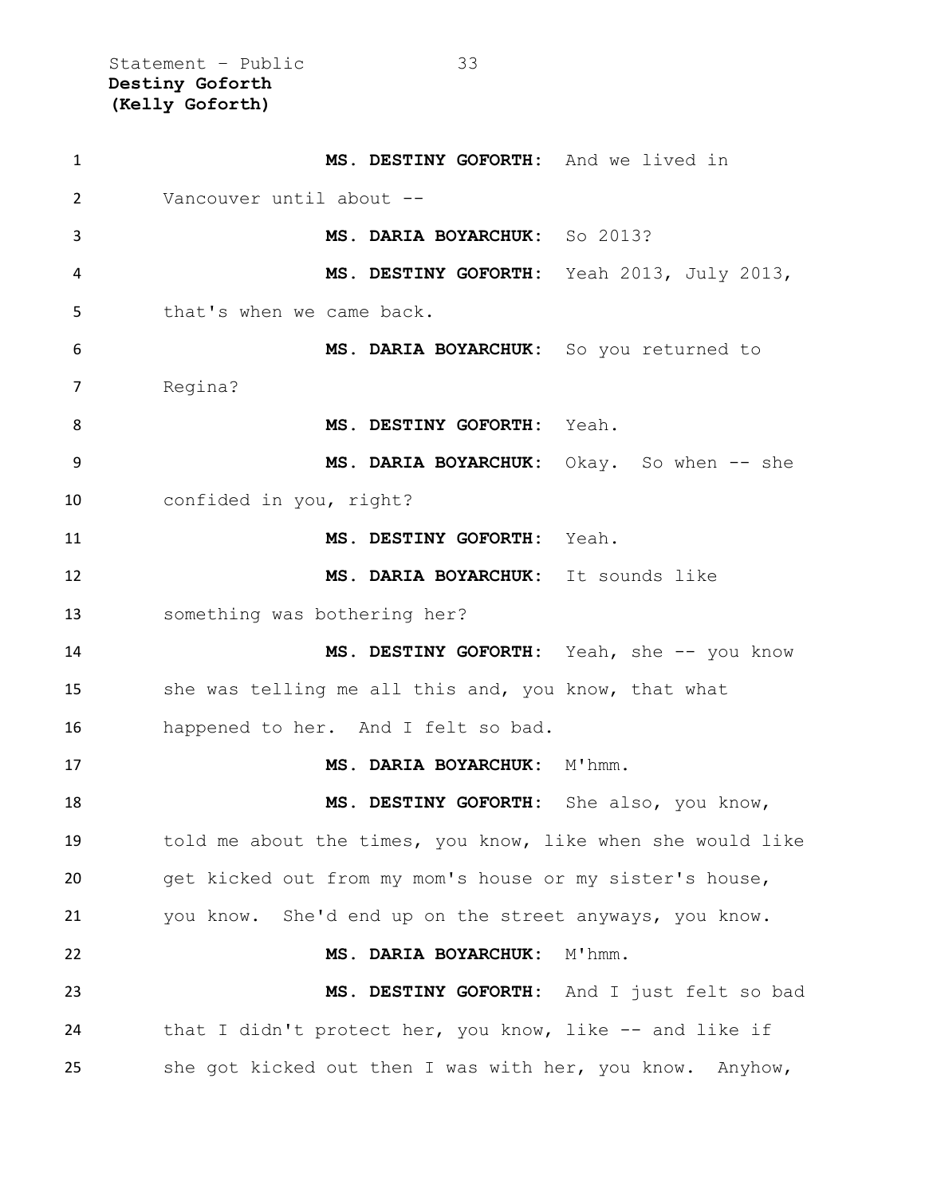**MS. DESTINY GOFORTH:** And we lived in Vancouver until about --

**MS. DARIA BOYARCHUK:** So 2013?

**MS. DESTINY GOFORTH:** Yeah 2013, July 2013, that's when we came back.

**MS. DARIA BOYARCHUK:** So you returned to Regina?

**MS. DESTINY GOFORTH:** Yeah.

**MS. DARIA BOYARCHUK:** Okay. So when -- she confided in you, right?

**MS. DESTINY GOFORTH:** Yeah.

**MS. DARIA BOYARCHUK:** It sounds like something was bothering her?

**MS. DESTINY GOFORTH:** Yeah, she -- you know she was telling me all this and, you know, that what happened to her. And I felt so bad.

**MS. DARIA BOYARCHUK:** M'hmm.

**MS. DESTINY GOFORTH:** She also, you know, told me about the times, you know, like when she would like get kicked out from my mom's house or my sister's house, you know. She'd end up on the street anyways, you know.

**MS. DARIA BOYARCHUK:** M'hmm.

**MS. DESTINY GOFORTH:** And I just felt so bad that I didn't protect her, you know, like -- and like if she got kicked out then I was with her, you know. Anyhow,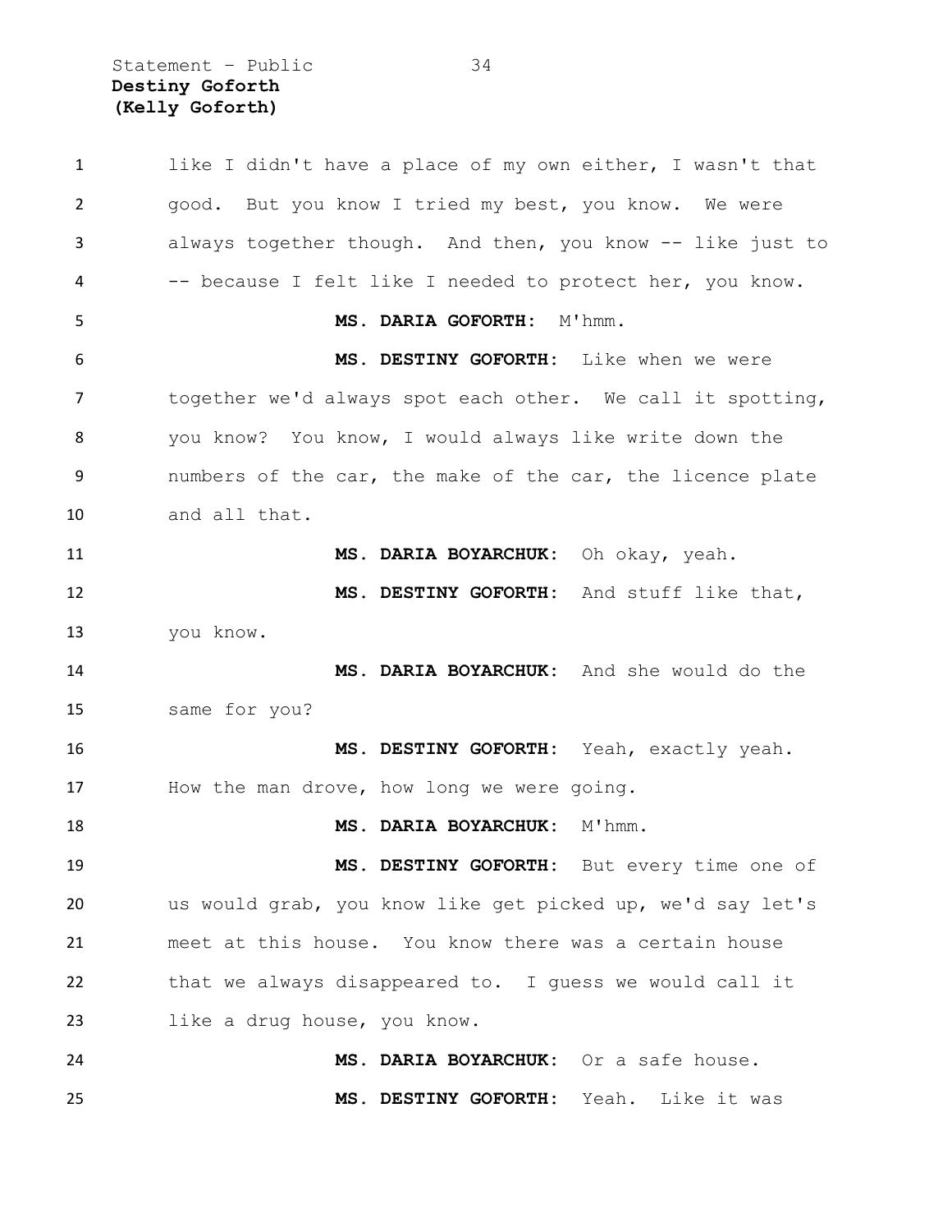like I didn't have a place of my own either, I wasn't that good. But you know I tried my best, you know. We were always together though. And then, you know -- like just to -- because I felt like I needed to protect her, you know.

**MS. DARIA GOFORTH:** M'hmm.

**MS. DESTINY GOFORTH:** Like when we were together we'd always spot each other. We call it spotting, you know? You know, I would always like write down the numbers of the car, the make of the car, the licence plate and all that.

**MS. DARIA BOYARCHUK:** Oh okay, yeah.

**MS. DESTINY GOFORTH:** And stuff like that, you know.

**MS. DARIA BOYARCHUK:** And she would do the same for you?

**MS. DESTINY GOFORTH:** Yeah, exactly yeah. How the man drove, how long we were going.

**MS. DARIA BOYARCHUK:** M'hmm.

**MS. DESTINY GOFORTH:** But every time one of us would grab, you know like get picked up, we'd say let's meet at this house. You know there was a certain house that we always disappeared to. I guess we would call it like a drug house, you know.

**MS. DARIA BOYARCHUK:** Or a safe house.

**MS. DESTINY GOFORTH:** Yeah. Like it was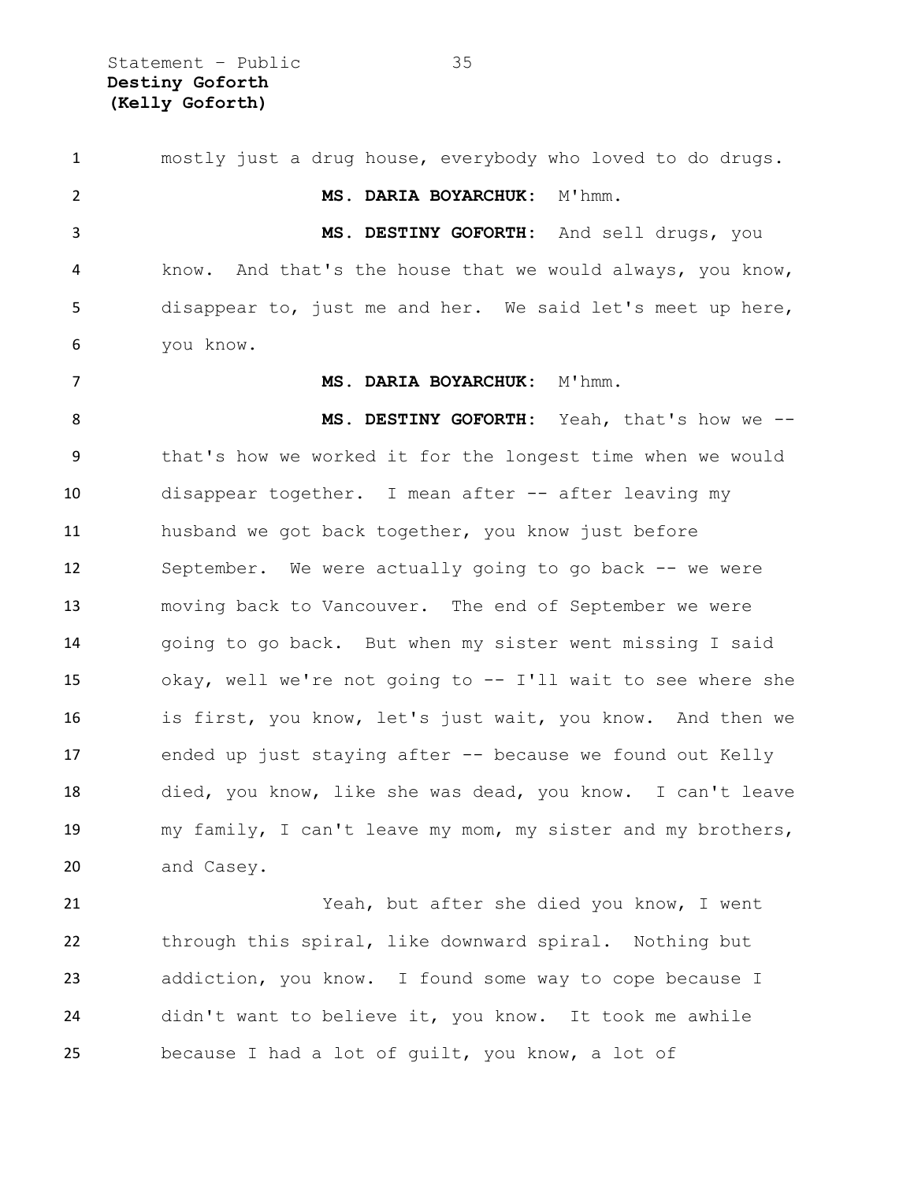mostly just a drug house, everybody who loved to do drugs.

**MS. DARIA BOYARCHUK:** M'hmm.

**MS. DESTINY GOFORTH:** And sell drugs, you know. And that's the house that we would always, you know, disappear to, just me and her. We said let's meet up here, you know.

**MS. DARIA BOYARCHUK:** M'hmm.

**MS. DESTINY GOFORTH:** Yeah, that's how we -- that's how we worked it for the longest time when we would disappear together. I mean after -- after leaving my husband we got back together, you know just before September. We were actually going to go back -- we were moving back to Vancouver. The end of September we were going to go back. But when my sister went missing I said okay, well we're not going to -- I'll wait to see where she is first, you know, let's just wait, you know. And then we ended up just staying after -- because we found out Kelly died, you know, like she was dead, you know. I can't leave my family, I can't leave my mom, my sister and my brothers, and Casey.

Yeah, but after she died you know, I went through this spiral, like downward spiral. Nothing but addiction, you know. I found some way to cope because I didn't want to believe it, you know. It took me awhile because I had a lot of guilt, you know, a lot of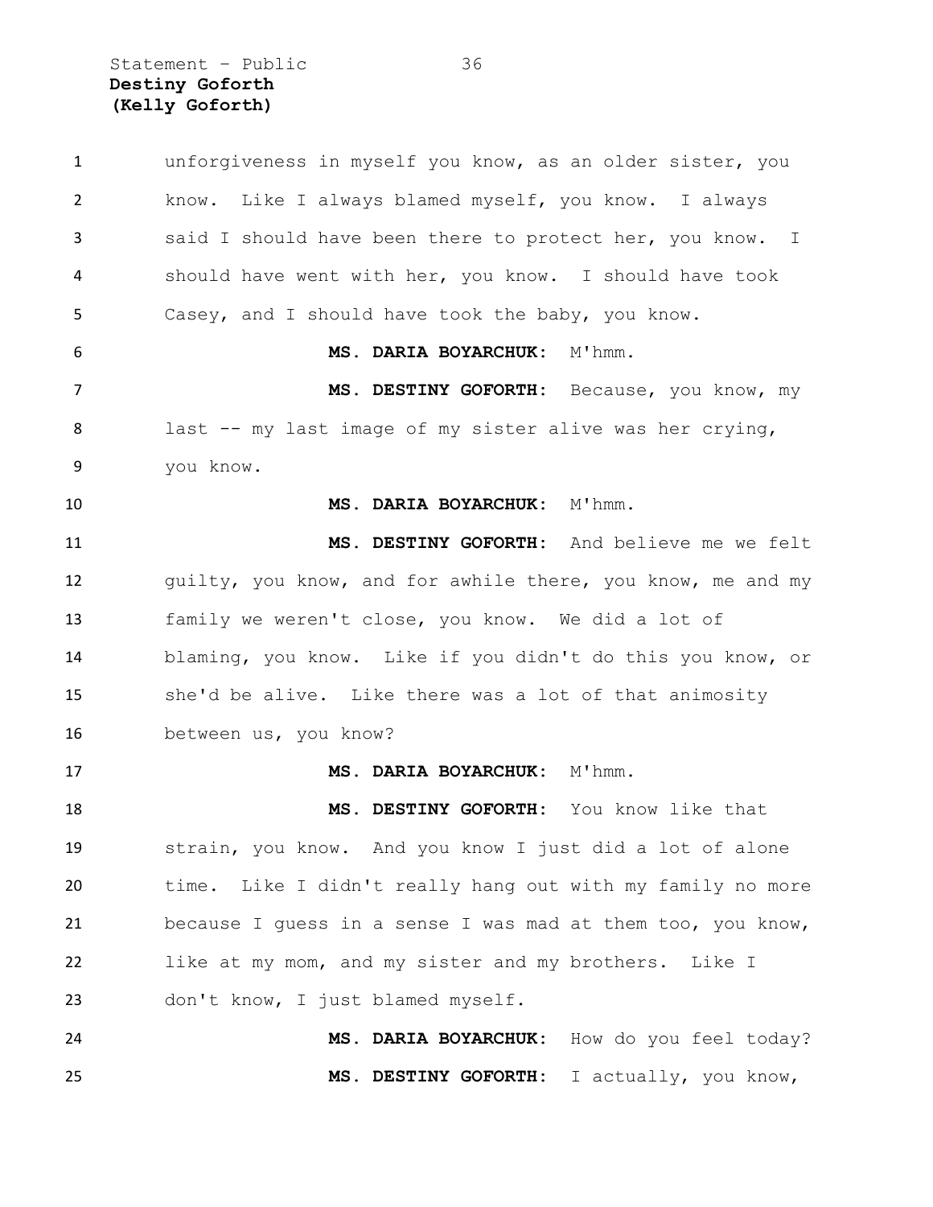unforgiveness in myself you know, as an older sister, you know. Like I always blamed myself, you know. I always said I should have been there to protect her, you know. I should have went with her, you know. I should have took Casey, and I should have took the baby, you know.

**MS. DARIA BOYARCHUK:** M'hmm.

**MS. DESTINY GOFORTH:** Because, you know, my last -- my last image of my sister alive was her crying, you know.

**MS. DARIA BOYARCHUK:** M'hmm.

**MS. DESTINY GOFORTH:** And believe me we felt guilty, you know, and for awhile there, you know, me and my family we weren't close, you know. We did a lot of blaming, you know. Like if you didn't do this you know, or she'd be alive. Like there was a lot of that animosity between us, you know?

**MS. DARIA BOYARCHUK:** M'hmm.

**MS. DESTINY GOFORTH:** You know like that strain, you know. And you know I just did a lot of alone time. Like I didn't really hang out with my family no more because I guess in a sense I was mad at them too, you know, like at my mom, and my sister and my brothers. Like I don't know, I just blamed myself.

**MS. DARIA BOYARCHUK:** How do you feel today?

**MS. DESTINY GOFORTH:** I actually, you know,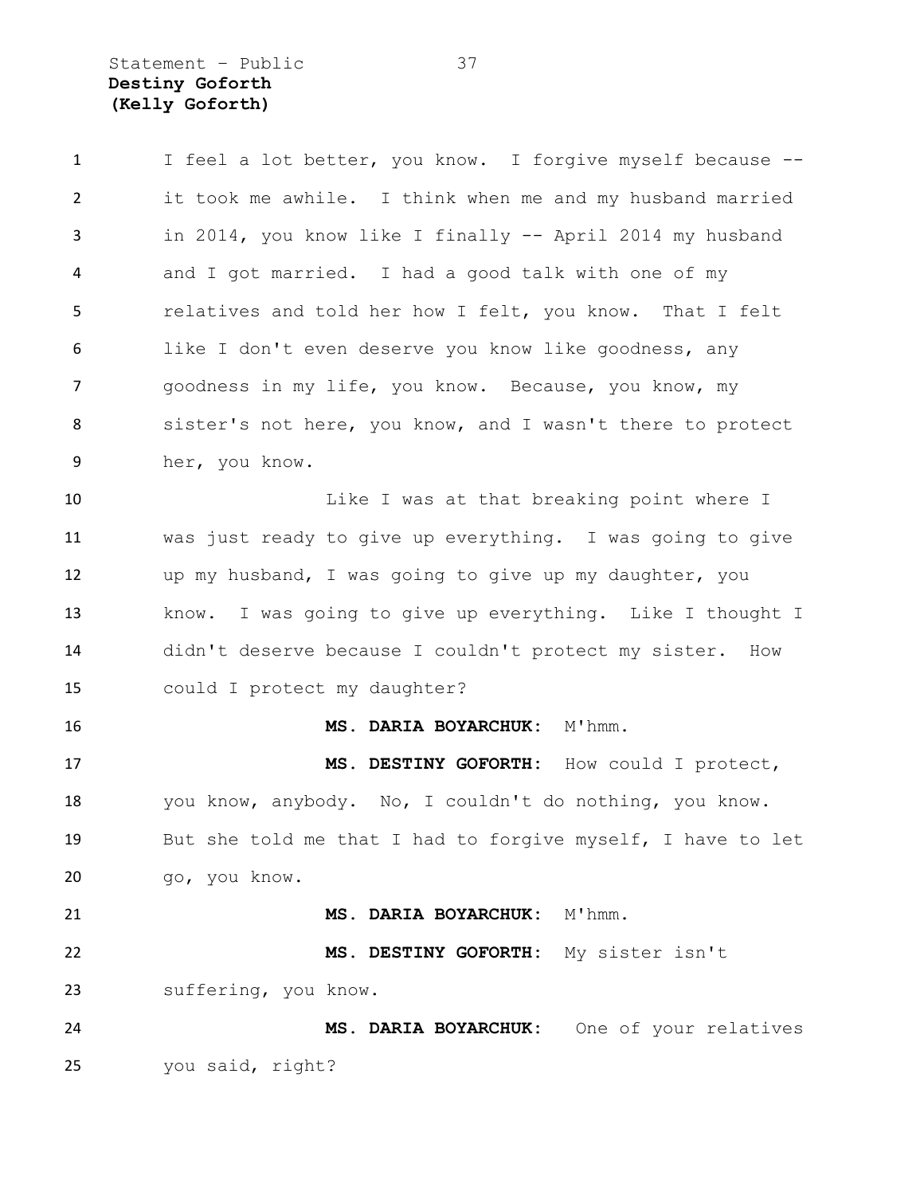I feel a lot better, you know. I forgive myself because -- it took me awhile. I think when me and my husband married in 2014, you know like I finally -- April 2014 my husband and I got married. I had a good talk with one of my relatives and told her how I felt, you know. That I felt like I don't even deserve you know like goodness, any goodness in my life, you know. Because, you know, my sister's not here, you know, and I wasn't there to protect her, you know.

Like I was at that breaking point where I was just ready to give up everything. I was going to give up my husband, I was going to give up my daughter, you know. I was going to give up everything. Like I thought I didn't deserve because I couldn't protect my sister. How could I protect my daughter?

**MS. DARIA BOYARCHUK:** M'hmm.

**MS. DESTINY GOFORTH:** How could I protect, you know, anybody. No, I couldn't do nothing, you know. But she told me that I had to forgive myself, I have to let go, you know.

**MS. DARIA BOYARCHUK:** M'hmm.

**MS. DESTINY GOFORTH:** My sister isn't suffering, you know.

**MS. DARIA BOYARCHUK:** One of your relatives you said, right?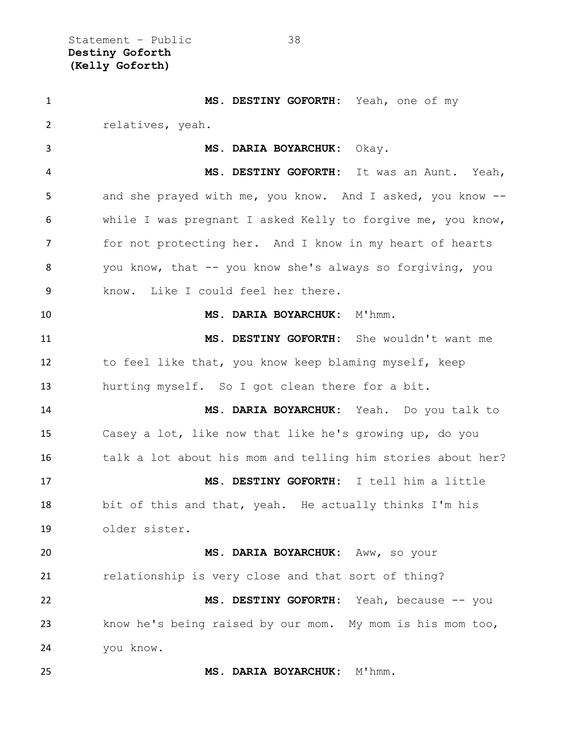**MS. DESTINY GOFORTH:** Yeah, one of my relatives, yeah.

**MS. DARIA BOYARCHUK:** Okay.

**MS. DESTINY GOFORTH:** It was an Aunt. Yeah, and she prayed with me, you know. And I asked, you know -- while I was pregnant I asked Kelly to forgive me, you know, for not protecting her. And I know in my heart of hearts you know, that -- you know she's always so forgiving, you know. Like I could feel her there.

**MS. DARIA BOYARCHUK:** M'hmm.

**MS. DESTINY GOFORTH:** She wouldn't want me to feel like that, you know keep blaming myself, keep hurting myself. So I got clean there for a bit.

**MS. DARIA BOYARCHUK:** Yeah. Do you talk to Casey a lot, like now that like he's growing up, do you talk a lot about his mom and telling him stories about her?

**MS. DESTINY GOFORTH:** I tell him a little bit of this and that, yeah. He actually thinks I'm his older sister.

**MS. DARIA BOYARCHUK:** Aww, so your relationship is very close and that sort of thing?

**MS. DESTINY GOFORTH:** Yeah, because -- you know he's being raised by our mom. My mom is his mom too, you know.

**MS. DARIA BOYARCHUK:** M'hmm.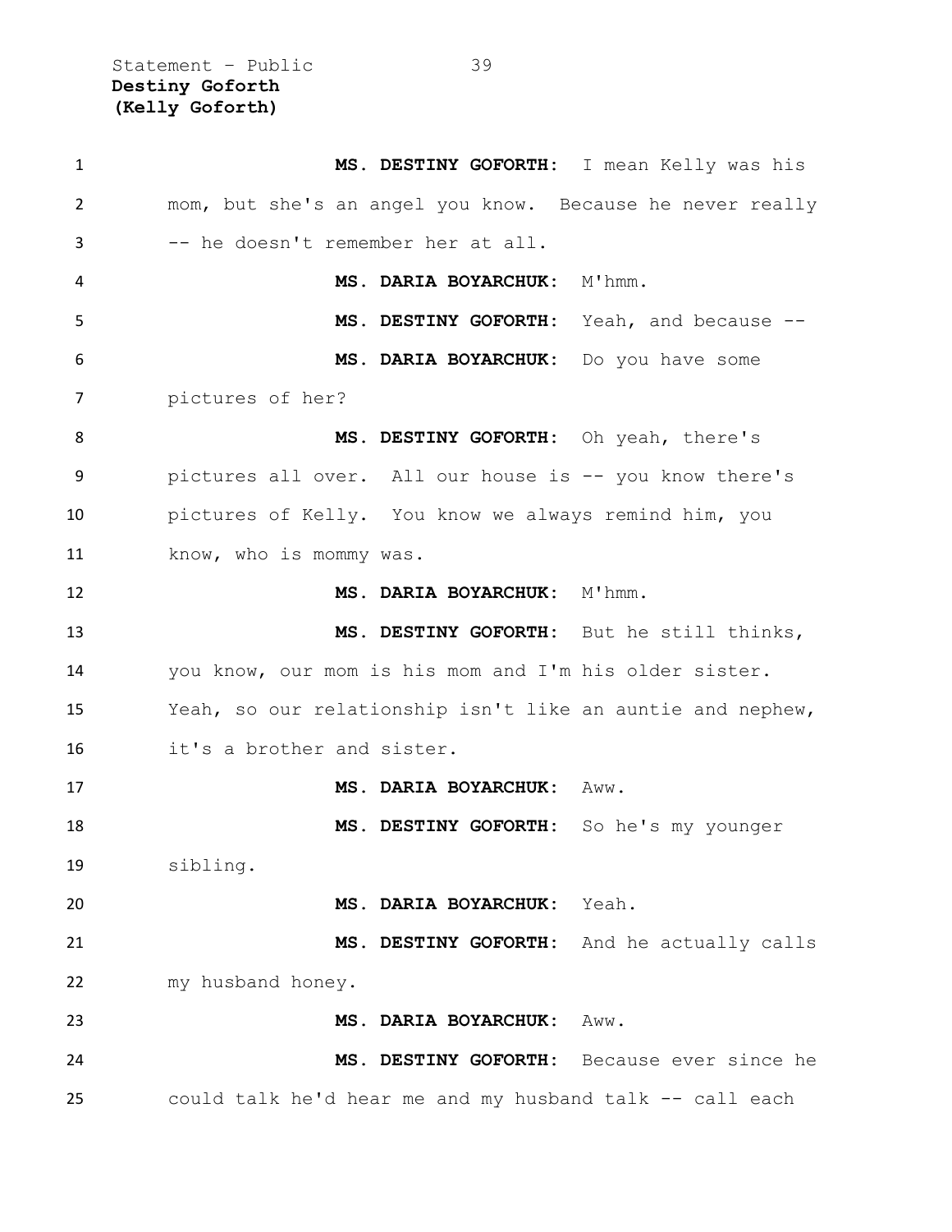**MS. DESTINY GOFORTH:** I mean Kelly was his mom, but she's an angel you know. Because he never really -- he doesn't remember her at all.

**MS. DARIA BOYARCHUK:** M'hmm.

**MS. DESTINY GOFORTH:** Yeah, and because --

**MS. DARIA BOYARCHUK:** Do you have some pictures of her?

**MS. DESTINY GOFORTH:** Oh yeah, there's pictures all over. All our house is -- you know there's pictures of Kelly. You know we always remind him, you know, who is mommy was.

**MS. DARIA BOYARCHUK:** M'hmm.

**MS. DESTINY GOFORTH:** But he still thinks, you know, our mom is his mom and I'm his older sister. Yeah, so our relationship isn't like an auntie and nephew, it's a brother and sister.

**MS. DARIA BOYARCHUK:** Aww.

**MS. DESTINY GOFORTH:** So he's my younger sibling.

**MS. DARIA BOYARCHUK:** Yeah.

**MS. DESTINY GOFORTH:** And he actually calls my husband honey.

**MS. DARIA BOYARCHUK:** Aww.

**MS. DESTINY GOFORTH:** Because ever since he could talk he'd hear me and my husband talk -- call each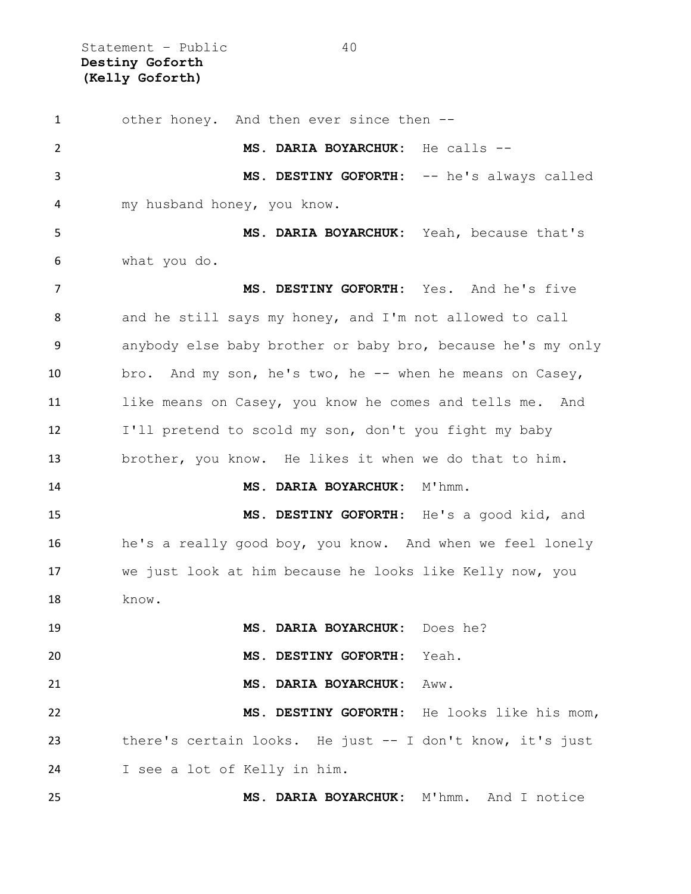other honey. And then ever since then --

**MS. DARIA BOYARCHUK:** He calls --

**MS. DESTINY GOFORTH:** -- he's always called my husband honey, you know.

**MS. DARIA BOYARCHUK:** Yeah, because that's what you do.

**MS. DESTINY GOFORTH:** Yes. And he's five and he still says my honey, and I'm not allowed to call anybody else baby brother or baby bro, because he's my only bro. And my son, he's two, he -- when he means on Casey, like means on Casey, you know he comes and tells me. And I'll pretend to scold my son, don't you fight my baby brother, you know. He likes it when we do that to him.

**MS. DARIA BOYARCHUK:** M'hmm.

**MS. DESTINY GOFORTH:** He's a good kid, and he's a really good boy, you know. And when we feel lonely we just look at him because he looks like Kelly now, you know.

**MS. DARIA BOYARCHUK:** Does he?

**MS. DESTINY GOFORTH:** Yeah.

**MS. DARIA BOYARCHUK:** Aww.

**MS. DESTINY GOFORTH:** He looks like his mom, there's certain looks. He just -- I don't know, it's just I see a lot of Kelly in him.

**MS. DARIA BOYARCHUK:** M'hmm. And I notice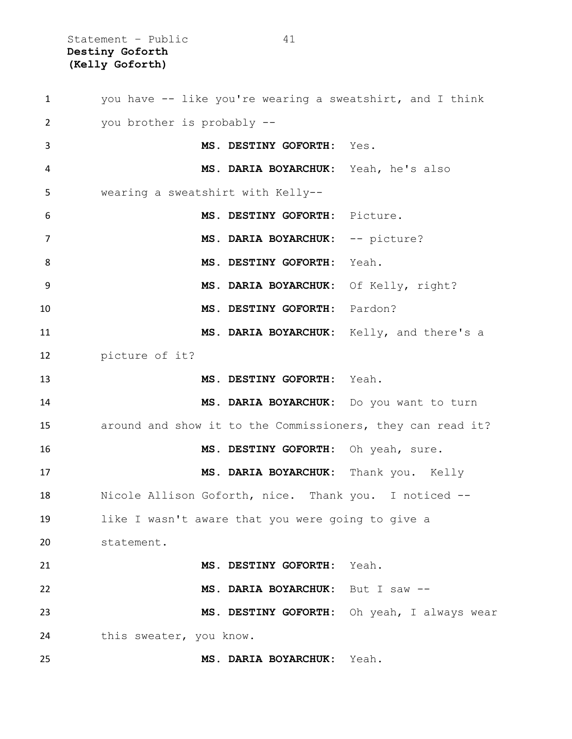you have -- like you're wearing a sweatshirt, and I think you brother is probably --

**MS. DESTINY GOFORTH:** Yes.

**MS. DARIA BOYARCHUK:** Yeah, he's also wearing a sweatshirt with Kelly--

**MS. DESTINY GOFORTH:** Picture.

**MS. DARIA BOYARCHUK:** -- picture?

**MS. DESTINY GOFORTH:** Yeah.

**MS. DARIA BOYARCHUK:** Of Kelly, right?

**MS. DESTINY GOFORTH:** Pardon?

**MS. DARIA BOYARCHUK:** Kelly, and there's a picture of it?

**MS. DESTINY GOFORTH:** Yeah.

**MS. DARIA BOYARCHUK:** Do you want to turn around and show it to the Commissioners, they can read it?

**MS. DESTINY GOFORTH:** Oh yeah, sure.

**MS. DARIA BOYARCHUK:** Thank you. Kelly Nicole Allison Goforth, nice. Thank you. I noticed -- like I wasn't aware that you were going to give a statement.

**MS. DESTINY GOFORTH:** Yeah.

**MS. DARIA BOYARCHUK:** But I saw --

**MS. DESTINY GOFORTH:** Oh yeah, I always wear this sweater, you know.

**MS. DARIA BOYARCHUK:** Yeah.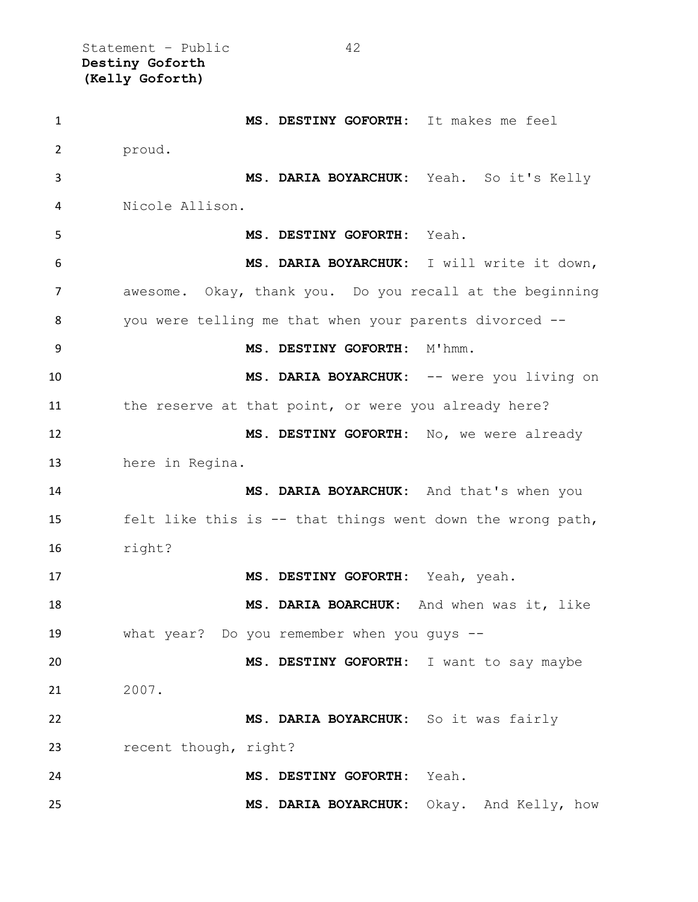**MS. DESTINY GOFORTH:** It makes me feel proud.

**MS. DARIA BOYARCHUK:** Yeah. So it's Kelly Nicole Allison.

**MS. DESTINY GOFORTH:** Yeah.

**MS. DARIA BOYARCHUK:** I will write it down, awesome. Okay, thank you. Do you recall at the beginning you were telling me that when your parents divorced --

**MS. DESTINY GOFORTH:** M'hmm.

**MS. DARIA BOYARCHUK:** -- were you living on the reserve at that point, or were you already here?

**MS. DESTINY GOFORTH:** No, we were already here in Regina.

**MS. DARIA BOYARCHUK:** And that's when you felt like this is -- that things went down the wrong path, right?

**MS. DESTINY GOFORTH:** Yeah, yeah.

**MS. DARIA BOARCHUK:** And when was it, like what year? Do you remember when you guys --

**MS. DESTINY GOFORTH:** I want to say maybe 2007.

**MS. DARIA BOYARCHUK:** So it was fairly recent though, right?

**MS. DESTINY GOFORTH:** Yeah.

**MS. DARIA BOYARCHUK:** Okay. And Kelly, how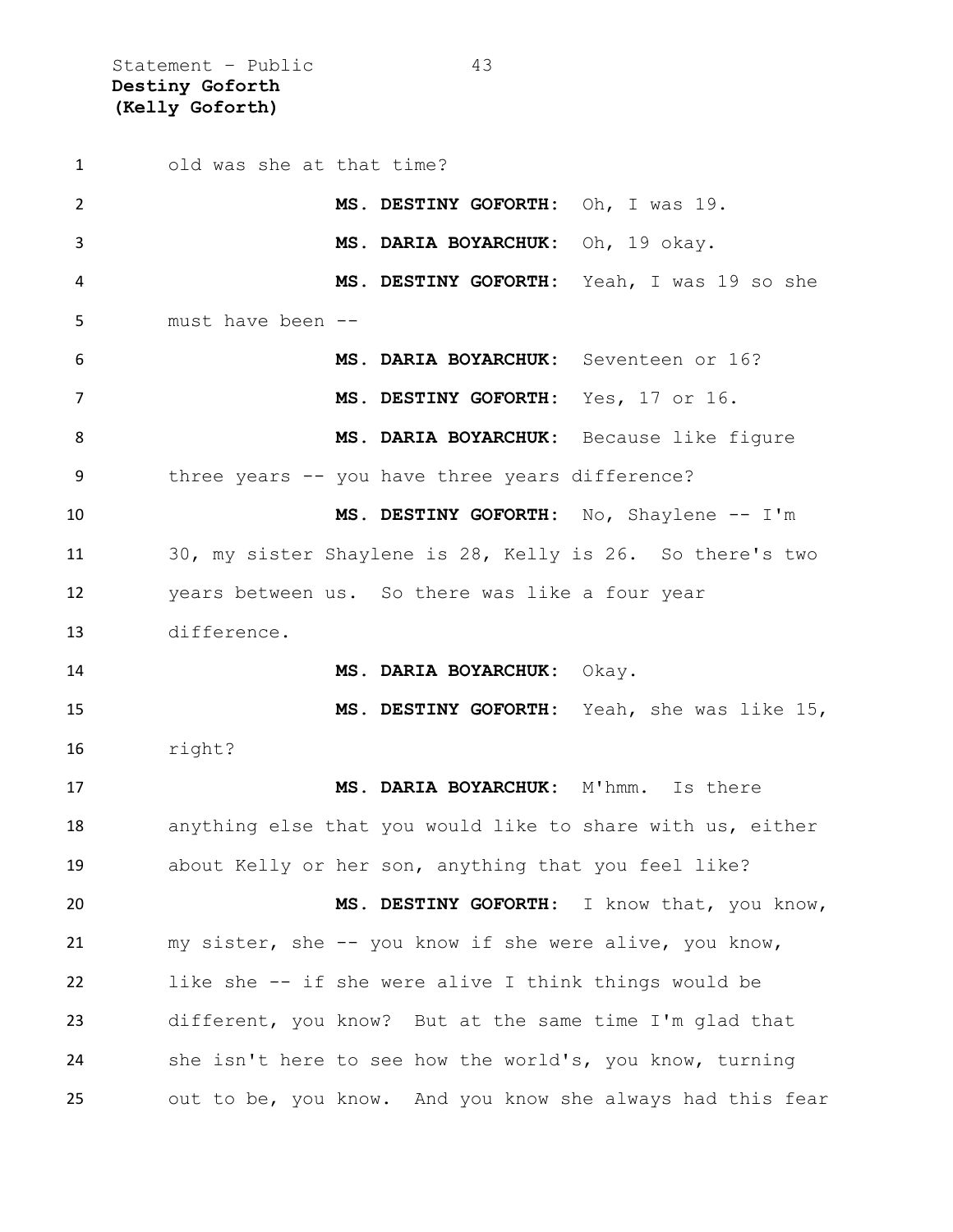old was she at that time?

**MS. DESTINY GOFORTH:** Oh, I was 19.

**MS. DARIA BOYARCHUK:** Oh, 19 okay.

**MS. DESTINY GOFORTH:** Yeah, I was 19 so she must have been --

**MS. DARIA BOYARCHUK:** Seventeen or 16?

**MS. DESTINY GOFORTH:** Yes, 17 or 16.

**MS. DARIA BOYARCHUK:** Because like figure three years -- you have three years difference?

**MS. DESTINY GOFORTH:** No, Shaylene -- I'm 30, my sister Shaylene is 28, Kelly is 26. So there's two years between us. So there was like a four year difference.

**MS. DARIA BOYARCHUK:** Okay.

**MS. DESTINY GOFORTH:** Yeah, she was like 15, right?

**MS. DARIA BOYARCHUK:** M'hmm. Is there anything else that you would like to share with us, either about Kelly or her son, anything that you feel like?

**MS. DESTINY GOFORTH:** I know that, you know, my sister, she -- you know if she were alive, you know, like she -- if she were alive I think things would be different, you know? But at the same time I'm glad that she isn't here to see how the world's, you know, turning out to be, you know. And you know she always had this fear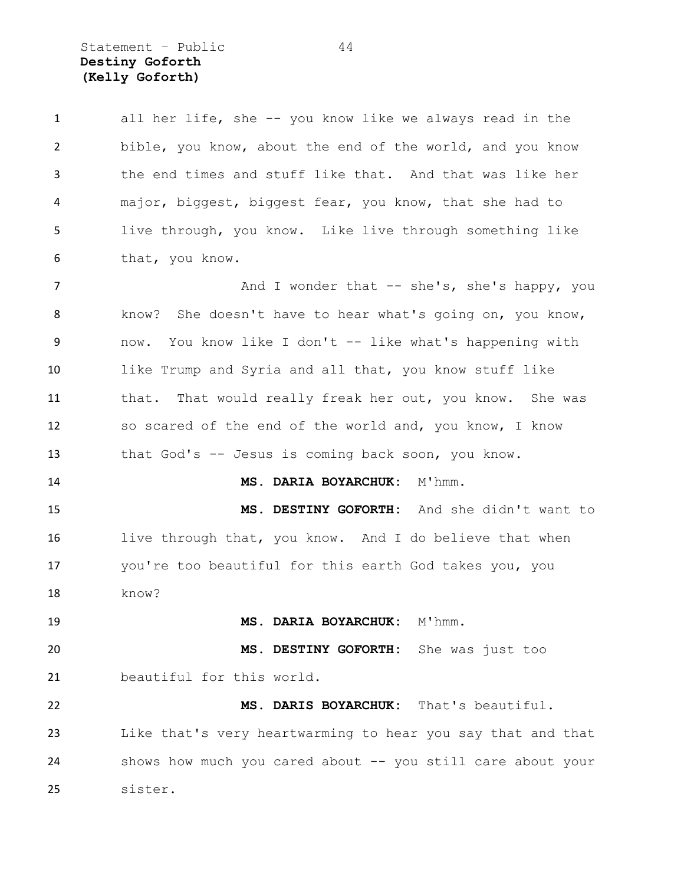all her life, she -- you know like we always read in the bible, you know, about the end of the world, and you know the end times and stuff like that. And that was like her major, biggest, biggest fear, you know, that she had to live through, you know. Like live through something like that, you know.

And I wonder that -- she's, she's happy, you know? She doesn't have to hear what's going on, you know, now. You know like I don't -- like what's happening with like Trump and Syria and all that, you know stuff like that. That would really freak her out, you know. She was so scared of the end of the world and, you know, I know that God's -- Jesus is coming back soon, you know.

**MS. DARIA BOYARCHUK:** M'hmm.

**MS. DESTINY GOFORTH:** And she didn't want to live through that, you know. And I do believe that when you're too beautiful for this earth God takes you, you know?

**MS. DARIA BOYARCHUK:** M'hmm.

**MS. DESTINY GOFORTH:** She was just too beautiful for this world.

**MS. DARIS BOYARCHUK:** That's beautiful. Like that's very heartwarming to hear you say that and that shows how much you cared about -- you still care about your sister.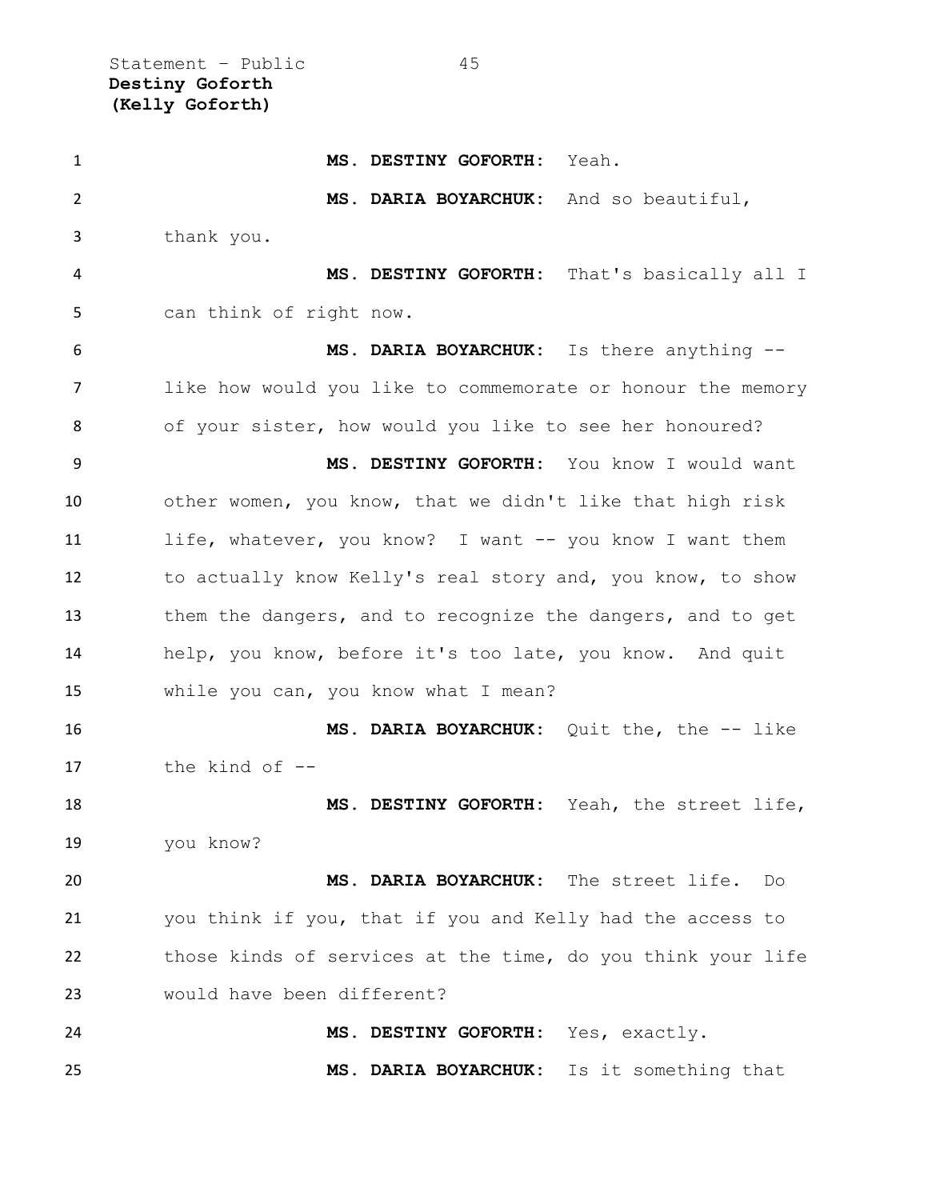**MS. DESTINY GOFORTH:** Yeah.

**MS. DARIA BOYARCHUK:** And so beautiful, thank you.

**MS. DESTINY GOFORTH:** That's basically all I can think of right now.

**MS. DARIA BOYARCHUK:** Is there anything -- like how would you like to commemorate or honour the memory of your sister, how would you like to see her honoured?

**MS. DESTINY GOFORTH:** You know I would want other women, you know, that we didn't like that high risk life, whatever, you know? I want -- you know I want them to actually know Kelly's real story and, you know, to show them the dangers, and to recognize the dangers, and to get help, you know, before it's too late, you know. And quit while you can, you know what I mean?

**MS. DARIA BOYARCHUK:** Quit the, the -- like the kind of --

**MS. DESTINY GOFORTH:** Yeah, the street life, you know?

**MS. DARIA BOYARCHUK:** The street life. Do you think if you, that if you and Kelly had the access to those kinds of services at the time, do you think your life would have been different?

**MS. DESTINY GOFORTH:** Yes, exactly.

**MS. DARIA BOYARCHUK:** Is it something that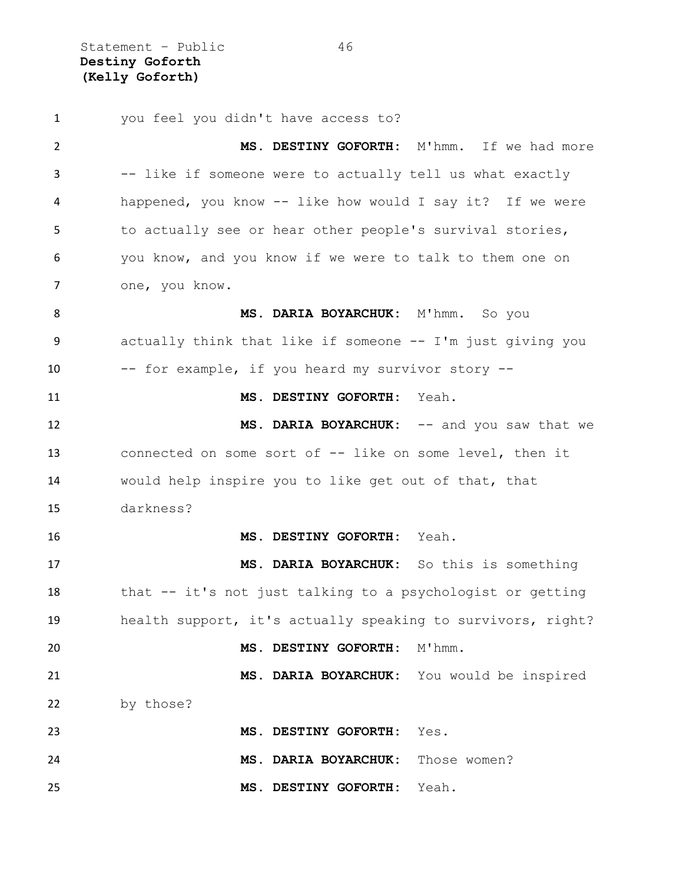you feel you didn't have access to?

**MS. DESTINY GOFORTH:** M'hmm. If we had more -- like if someone were to actually tell us what exactly happened, you know -- like how would I say it? If we were to actually see or hear other people's survival stories, you know, and you know if we were to talk to them one on one, you know.

**MS. DARIA BOYARCHUK:** M'hmm. So you actually think that like if someone -- I'm just giving you -- for example, if you heard my survivor story --

**MS. DESTINY GOFORTH:** Yeah.

**MS. DARIA BOYARCHUK:** -- and you saw that we connected on some sort of -- like on some level, then it would help inspire you to like get out of that, that darkness?

**MS. DESTINY GOFORTH:** Yeah.

**MS. DARIA BOYARCHUK:** So this is something that -- it's not just talking to a psychologist or getting health support, it's actually speaking to survivors, right?

**MS. DESTINY GOFORTH:** M'hmm.

**MS. DARIA BOYARCHUK:** You would be inspired by those?

**MS. DESTINY GOFORTH:** Yes.

**MS. DARIA BOYARCHUK:** Those women?

**MS. DESTINY GOFORTH:** Yeah.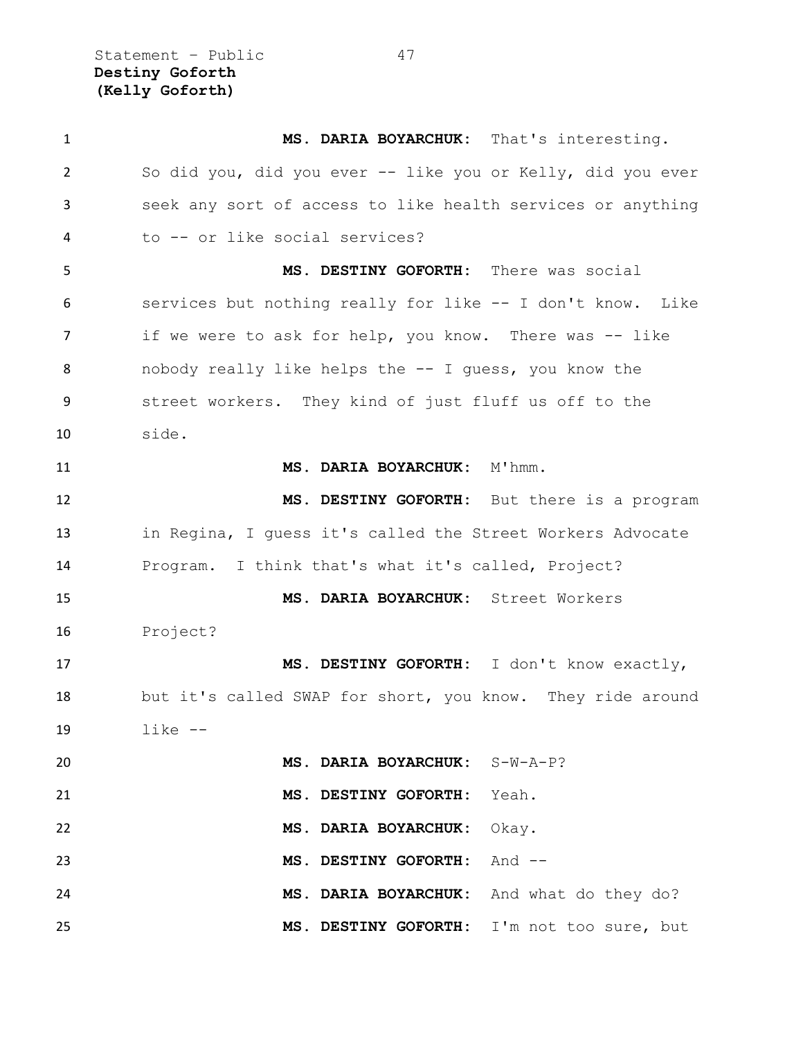**MS. DARIA BOYARCHUK:** That's interesting. So did you, did you ever -- like you or Kelly, did you ever seek any sort of access to like health services or anything to -- or like social services?

**MS. DESTINY GOFORTH:** There was social services but nothing really for like -- I don't know. Like if we were to ask for help, you know. There was -- like nobody really like helps the -- I guess, you know the street workers. They kind of just fluff us off to the side.

**MS. DARIA BOYARCHUK:** M'hmm.

**MS. DESTINY GOFORTH:** But there is a program in Regina, I guess it's called the Street Workers Advocate Program. I think that's what it's called, Project?

**MS. DARIA BOYARCHUK:** Street Workers Project?

**MS. DESTINY GOFORTH:** I don't know exactly, but it's called SWAP for short, you know. They ride around like --

**MS. DARIA BOYARCHUK:** S-W-A-P?

**MS. DESTINY GOFORTH:** Yeah.

**MS. DARIA BOYARCHUK:** Okay.

**MS. DESTINY GOFORTH:** And --

**MS. DARIA BOYARCHUK:** And what do they do?

**MS. DESTINY GOFORTH:** I'm not too sure, but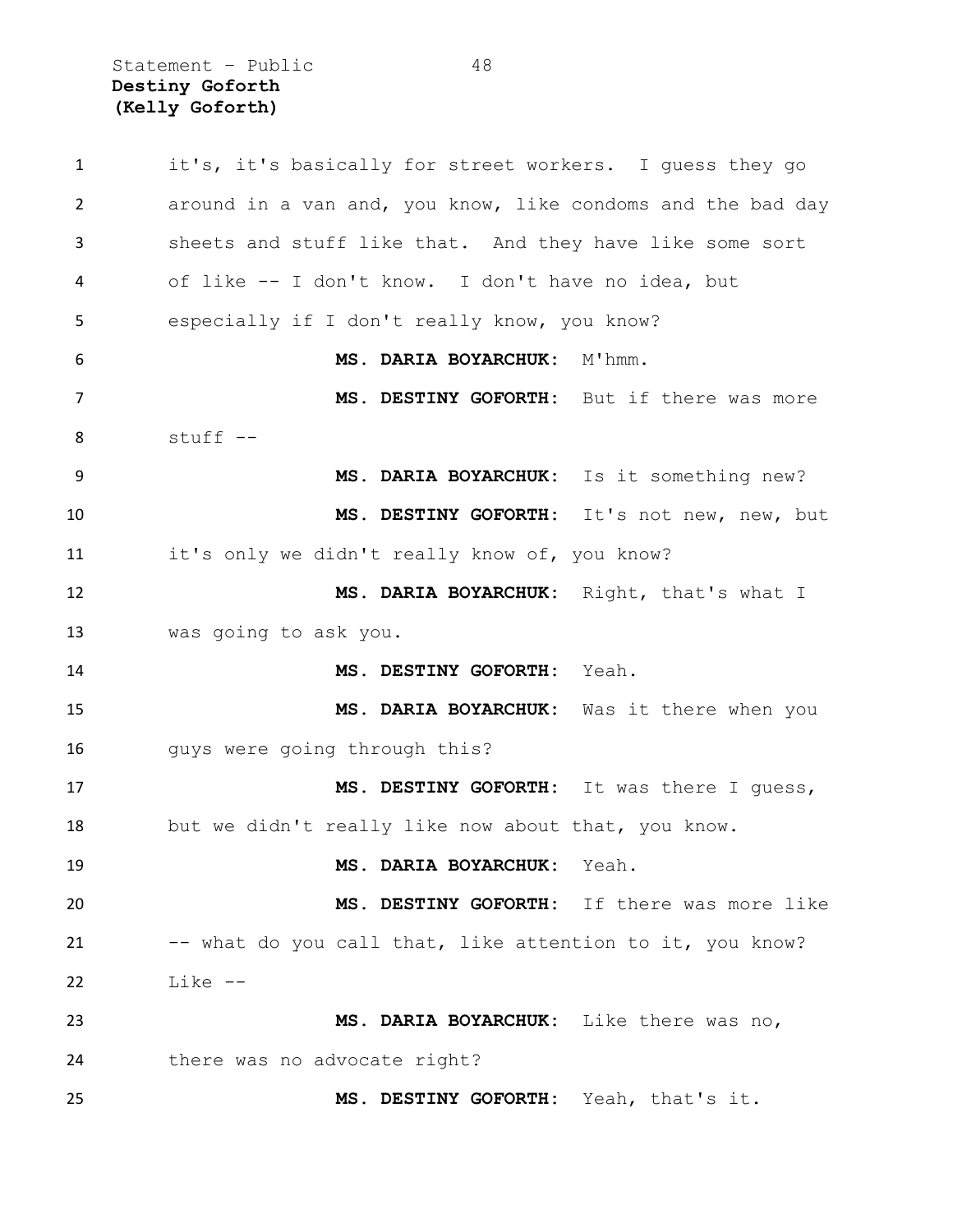it's, it's basically for street workers. I guess they go around in a van and, you know, like condoms and the bad day sheets and stuff like that. And they have like some sort of like -- I don't know. I don't have no idea, but especially if I don't really know, you know?

**MS. DARIA BOYARCHUK:** M'hmm.

**MS. DESTINY GOFORTH:** But if there was more stuff --

**MS. DARIA BOYARCHUK:** Is it something new?

**MS. DESTINY GOFORTH:** It's not new, new, but it's only we didn't really know of, you know?

**MS. DARIA BOYARCHUK:** Right, that's what I was going to ask you.

**MS. DESTINY GOFORTH:** Yeah.

**MS. DARIA BOYARCHUK:** Was it there when you guys were going through this?

**MS. DESTINY GOFORTH:** It was there I guess, but we didn't really like now about that, you know.

**MS. DARIA BOYARCHUK:** Yeah.

**MS. DESTINY GOFORTH:** If there was more like -- what do you call that, like attention to it, you know? Like --

**MS. DARIA BOYARCHUK:** Like there was no, there was no advocate right?

**MS. DESTINY GOFORTH:** Yeah, that's it.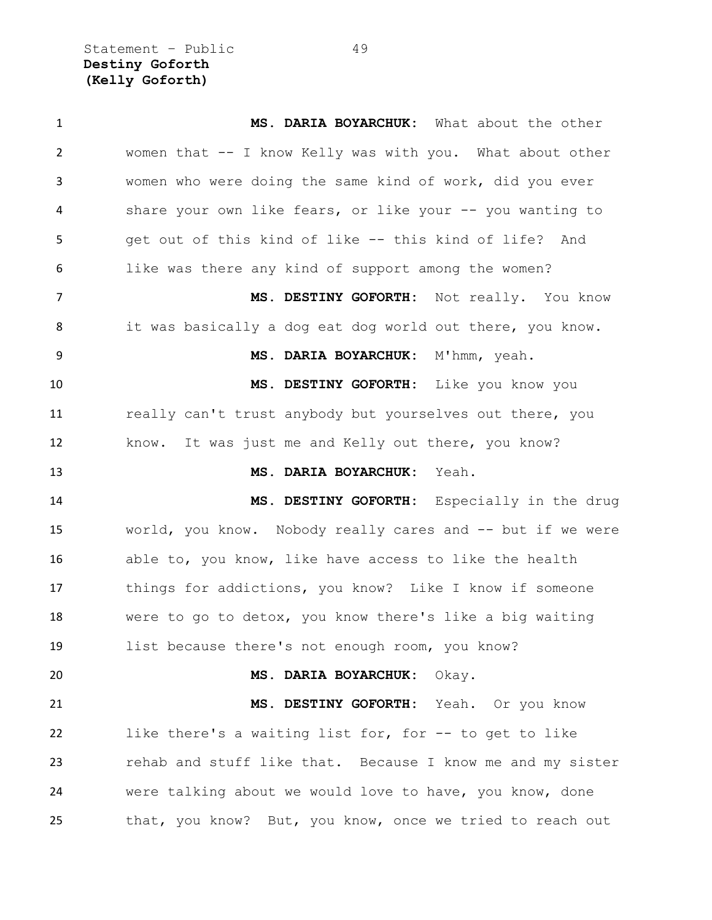**MS. DARIA BOYARCHUK:** What about the other women that -- I know Kelly was with you. What about other women who were doing the same kind of work, did you ever share your own like fears, or like your -- you wanting to get out of this kind of like -- this kind of life? And like was there any kind of support among the women?

**MS. DESTINY GOFORTH:** Not really. You know it was basically a dog eat dog world out there, you know.

**MS. DARIA BOYARCHUK:** M'hmm, yeah.

**MS. DESTINY GOFORTH:** Like you know you really can't trust anybody but yourselves out there, you know. It was just me and Kelly out there, you know?

**MS. DARIA BOYARCHUK:** Yeah.

**MS. DESTINY GOFORTH:** Especially in the drug world, you know. Nobody really cares and -- but if we were able to, you know, like have access to like the health things for addictions, you know? Like I know if someone were to go to detox, you know there's like a big waiting list because there's not enough room, you know?

**MS. DARIA BOYARCHUK:** Okay.

**MS. DESTINY GOFORTH:** Yeah. Or you know like there's a waiting list for, for -- to get to like rehab and stuff like that. Because I know me and my sister were talking about we would love to have, you know, done that, you know? But, you know, once we tried to reach out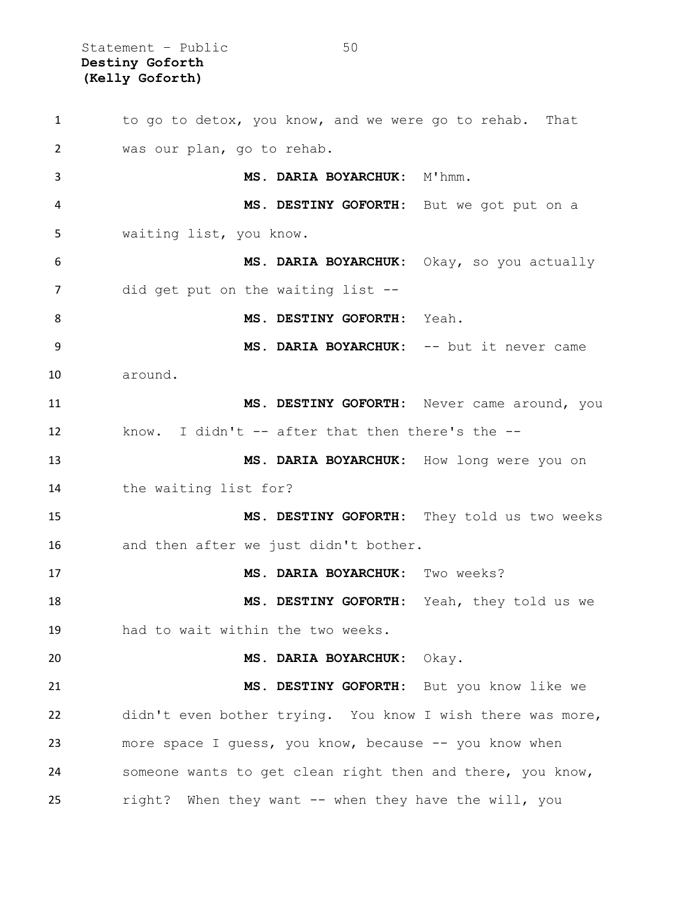to go to detox, you know, and we were go to rehab. That was our plan, go to rehab.

**MS. DARIA BOYARCHUK:** M'hmm.

**MS. DESTINY GOFORTH:** But we got put on a waiting list, you know.

**MS. DARIA BOYARCHUK:** Okay, so you actually did get put on the waiting list --

**MS. DESTINY GOFORTH:** Yeah.

**MS. DARIA BOYARCHUK:** -- but it never came around.

**MS. DESTINY GOFORTH:** Never came around, you know. I didn't -- after that then there's the --

**MS. DARIA BOYARCHUK:** How long were you on the waiting list for?

**MS. DESTINY GOFORTH:** They told us two weeks and then after we just didn't bother.

**MS. DARIA BOYARCHUK:** Two weeks?

**MS. DESTINY GOFORTH:** Yeah, they told us we had to wait within the two weeks.

**MS. DARIA BOYARCHUK:** Okay.

**MS. DESTINY GOFORTH:** But you know like we didn't even bother trying. You know I wish there was more, more space I guess, you know, because -- you know when someone wants to get clean right then and there, you know, right? When they want -- when they have the will, you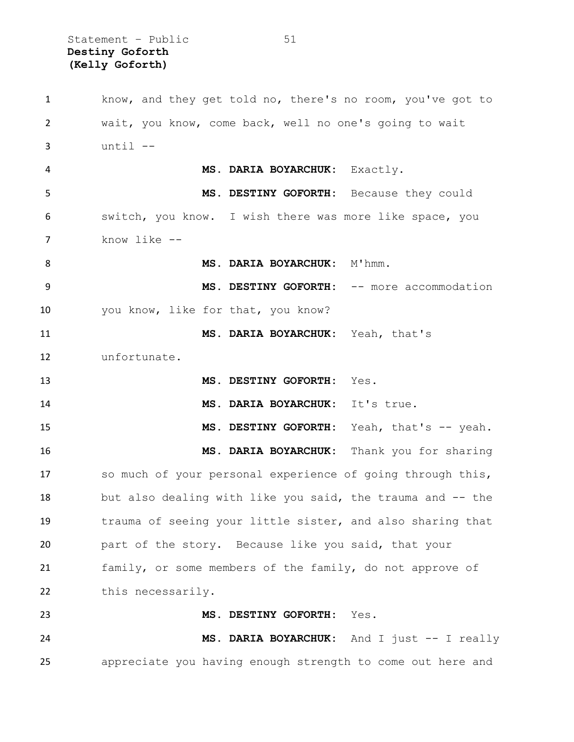know, and they get told no, there's no room, you've got to wait, you know, come back, well no one's going to wait until --

**MS. DARIA BOYARCHUK:** Exactly.

**MS. DESTINY GOFORTH:** Because they could switch, you know. I wish there was more like space, you know like --

**MS. DARIA BOYARCHUK:** M'hmm.

**MS. DESTINY GOFORTH:** -- more accommodation you know, like for that, you know?

**MS. DARIA BOYARCHUK:** Yeah, that's unfortunate.

**MS. DESTINY GOFORTH:** Yes.

**MS. DARIA BOYARCHUK:** It's true.

**MS. DESTINY GOFORTH:** Yeah, that's -- yeah.

**MS. DARIA BOYARCHUK:** Thank you for sharing so much of your personal experience of going through this, but also dealing with like you said, the trauma and -- the trauma of seeing your little sister, and also sharing that part of the story. Because like you said, that your family, or some members of the family, do not approve of this necessarily.

**MS. DESTINY GOFORTH:** Yes.

**MS. DARIA BOYARCHUK:** And I just -- I really appreciate you having enough strength to come out here and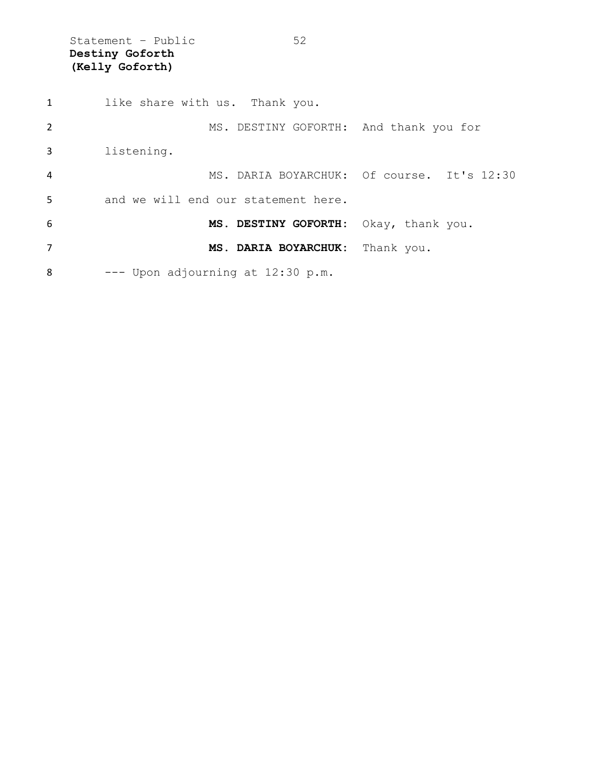like share with us. Thank you.

MS. DESTINY GOFORTH: And thank you for listening.

MS. DARIA BOYARCHUK: Of course. It's 12:30 and we will end our statement here.

**MS. DESTINY GOFORTH:** Okay, thank you.

**MS. DARIA BOYARCHUK:** Thank you.

--- Upon adjourning at 12:30 p.m.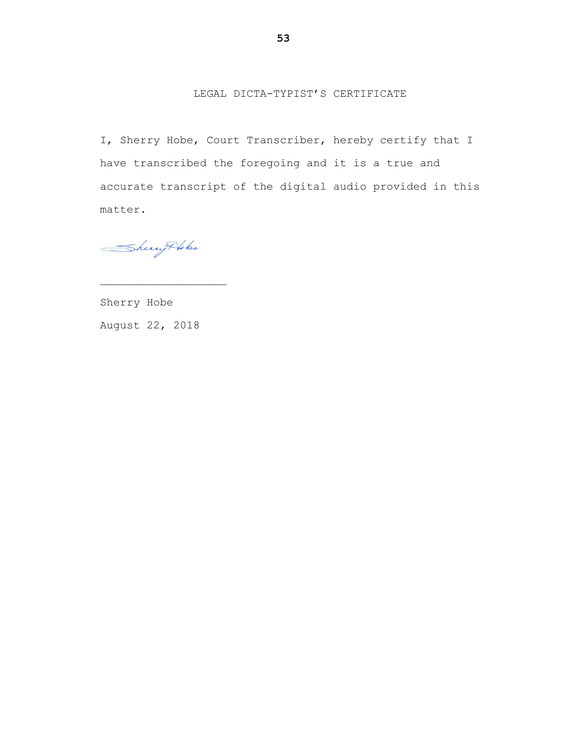LEGAL DICTA-TYPIST'S CERTIFICATE

I, Sherry Hobe, Court Transcriber, hereby certify that I have transcribed the foregoing and it is a true and accurate transcript of the digital audio provided in this matter.

___________________

Sherry Hobe

August 22, 2018